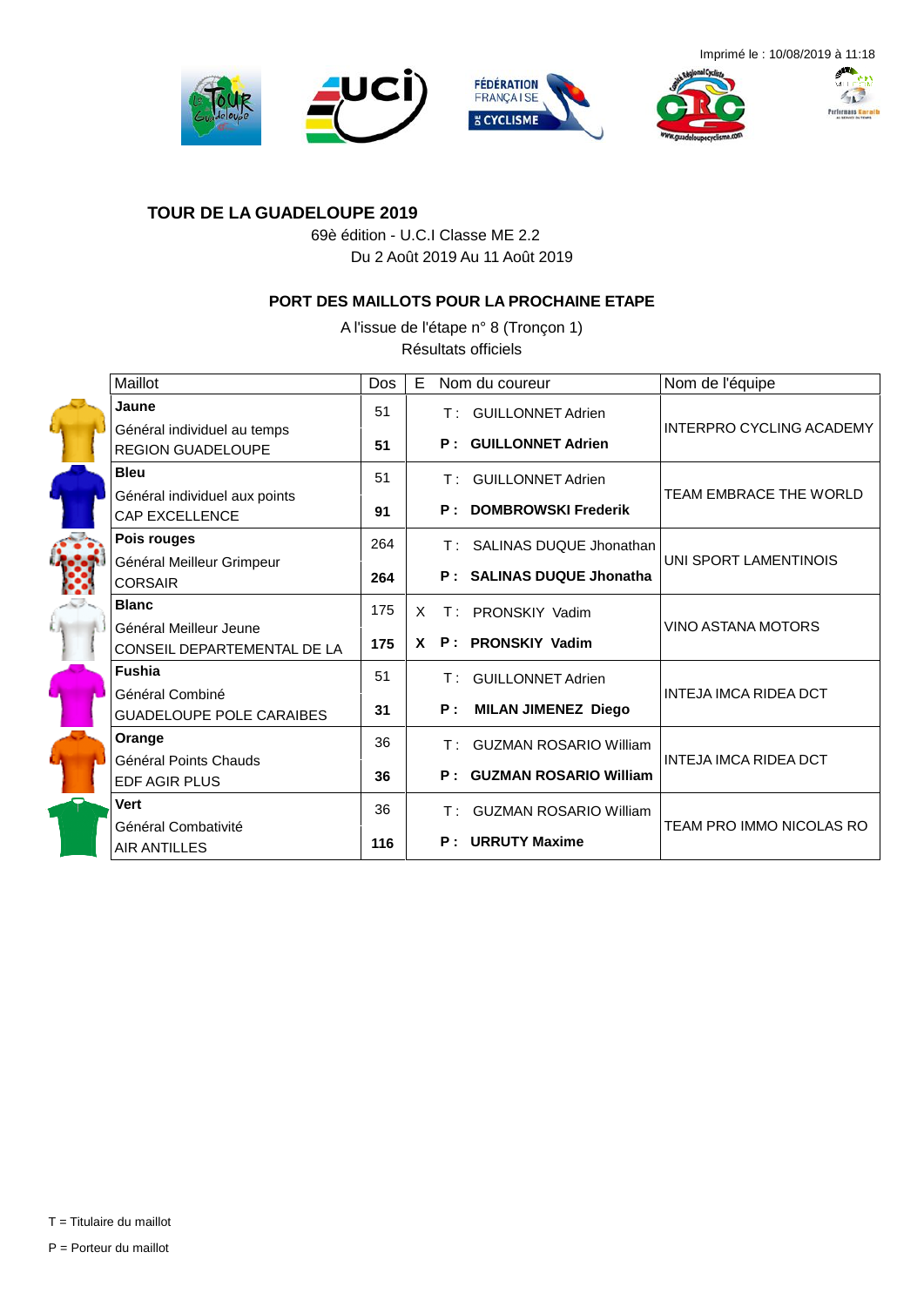Imprimé le : 10/08/2019 à 11:18

## TOUR DE LA GUADELOUPE 2019

69è édition - U.C.I Classe ME 2.2

Du 2 Août 2019 Au 11 Août 2019

### PORT DES MAILLOTS POUR LA PROCHAINE ETAPE

A l'issue de l'étape n° 8 (Tronçon 1)

Résultats officiels

| Maillot | Dos | E | Nom du coureur | Nom de l'équipe |
|---|---|---|---|---|
| **Jaune**<br>Général individuel au temps<br>REGION GUADELOUPE | 51 | | T : GUILLONNET Adrien | INTERPRO CYCLING ACADEMY |
| | **51** | | **P : GUILLONNET Adrien** | |
| **Bleu**<br>Général individuel aux points<br>CAP EXCELLENCE | 51 | | T : GUILLONNET Adrien | TEAM EMBRACE THE WORLD |
| | **91** | | **P : DOMBROWSKI Frederik** | |
| **Pois rouges**<br>Général Meilleur Grimpeur<br>CORSAIR | 264 | | T : SALINAS DUQUE Jhonathan | UNI SPORT LAMENTINOIS |
| | **264** | | **P : SALINAS DUQUE Jhonatha** | |
| **Blanc**<br>Général Meilleur Jeune<br>CONSEIL DEPARTEMENTAL DE LA | 175 | X | T : PRONSKIY Vadim | VINO ASTANA MOTORS |
| | **175** | **X** | **P : PRONSKIY Vadim** | |
| **Fushia**<br>Général Combiné<br>GUADELOUPE POLE CARAIBES | 51 | | T : GUILLONNET Adrien | INTEJA IMCA RIDEA DCT |
| | **31** | | **P : MILAN JIMENEZ Diego** | |
| **Orange**<br>Général Points Chauds<br>EDF AGIR PLUS | 36 | | T : GUZMAN ROSARIO William | INTEJA IMCA RIDEA DCT |
| | **36** | | **P : GUZMAN ROSARIO William** | |
| **Vert**<br>Général Combativité<br>AIR ANTILLES | 36 | | T : GUZMAN ROSARIO William | TEAM PRO IMMO NICOLAS RO |
| | **116** | | **P : URRUTY Maxime** | |

T = Titulaire du maillot

P = Porteur du maillot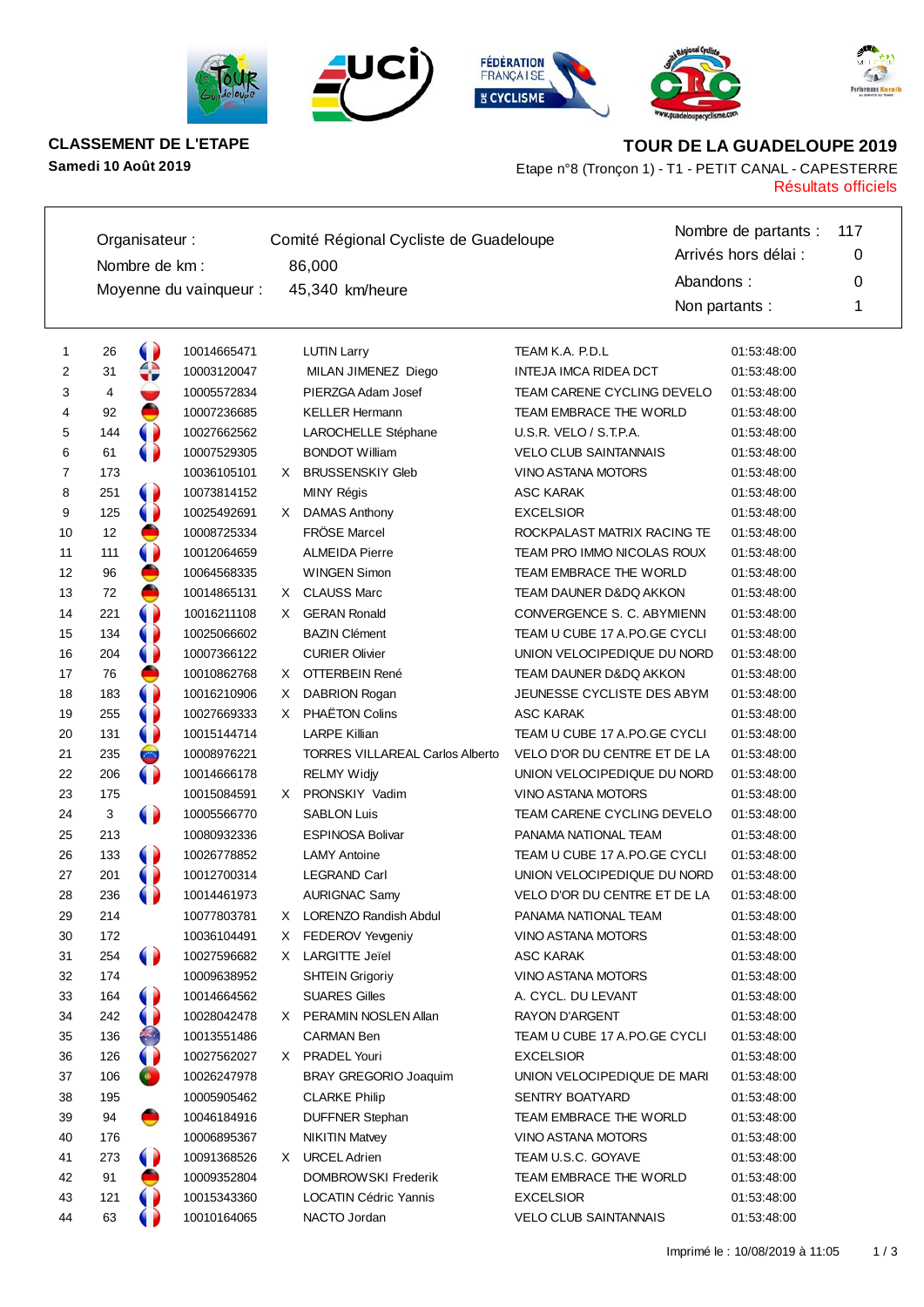**CLASSEMENT DE L'ETAPE**

**Samedi 10 Août 2019**

# TOUR DE LA GUADELOUPE 2019

Etape n°8 (Tronçon 1) - T1 - PETIT CANAL - CAPESTERRE

Résultats officiels

| | | | |
|---|---|---|---|
| Organisateur : | Comité Régional Cycliste de Guadeloupe | Nombre de partants : | 117 |
| Nombre de km : | 86,000 | Arrivés hors délai : | 0 |
| Moyenne du vainqueur : | 45,340 km/heure | Abandons : | 0 |
| | | Non partants : | 1 |

| Rang | Dossard | UCI ID | | Nom | Équipe | Temps |
|---|---|---|---|---|---|---|
| 1 | 26 | 10014665471 | | LUTIN Larry | TEAM K.A. P.D.L | 01:53:48:00 |
| 2 | 31 | 10003120047 | | MILAN JIMENEZ Diego | INTEJA IMCA RIDEA DCT | 01:53:48:00 |
| 3 | 4 | 10005572834 | | PIERZGA Adam Josef | TEAM CARENE CYCLING DEVELO | 01:53:48:00 |
| 4 | 92 | 10007236685 | | KELLER Hermann | TEAM EMBRACE THE WORLD | 01:53:48:00 |
| 5 | 144 | 10027662562 | | LAROCHELLE Stéphane | U.S.R. VELO / S.T.P.A. | 01:53:48:00 |
| 6 | 61 | 10007529305 | | BONDOT William | VELO CLUB SAINTANNAIS | 01:53:48:00 |
| 7 | 173 | 10036105101 | X | BRUSSENSKIY Gleb | VINO ASTANA MOTORS | 01:53:48:00 |
| 8 | 251 | 10073814152 | | MINY Régis | ASC KARAK | 01:53:48:00 |
| 9 | 125 | 10025492691 | X | DAMAS Anthony | EXCELSIOR | 01:53:48:00 |
| 10 | 12 | 10008725334 | | FRÖSE Marcel | ROCKPALAST MATRIX RACING TE | 01:53:48:00 |
| 11 | 111 | 10012064659 | | ALMEIDA Pierre | TEAM PRO IMMO NICOLAS ROUX | 01:53:48:00 |
| 12 | 96 | 10064568335 | | WINGEN Simon | TEAM EMBRACE THE WORLD | 01:53:48:00 |
| 13 | 72 | 10014865131 | X | CLAUSS Marc | TEAM DAUNER D&DQ AKKON | 01:53:48:00 |
| 14 | 221 | 10016211108 | X | GERAN Ronald | CONVERGENCE S. C. ABYMIENN | 01:53:48:00 |
| 15 | 134 | 10025066602 | | BAZIN Clément | TEAM U CUBE 17 A.PO.GE CYCLI | 01:53:48:00 |
| 16 | 204 | 10007366122 | | CURIER Olivier | UNION VELOCIPEDIQUE DU NORD | 01:53:48:00 |
| 17 | 76 | 10010862768 | X | OTTERBEIN René | TEAM DAUNER D&DQ AKKON | 01:53:48:00 |
| 18 | 183 | 10016210906 | X | DABRION Rogan | JEUNESSE CYCLISTE DES ABYM | 01:53:48:00 |
| 19 | 255 | 10027669333 | X | PHAËTON Colins | ASC KARAK | 01:53:48:00 |
| 20 | 131 | 10015144714 | | LARPE Killian | TEAM U CUBE 17 A.PO.GE CYCLI | 01:53:48:00 |
| 21 | 235 | 10008976221 | | TORRES VILLAREAL Carlos Alberto | VELO D'OR DU CENTRE ET DE LA | 01:53:48:00 |
| 22 | 206 | 10014666178 | | RELMY Widjy | UNION VELOCIPEDIQUE DU NORD | 01:53:48:00 |
| 23 | 175 | 10015084591 | X | PRONSKIY Vadim | VINO ASTANA MOTORS | 01:53:48:00 |
| 24 | 3 | 10005566770 | | SABLON Luis | TEAM CARENE CYCLING DEVELO | 01:53:48:00 |
| 25 | 213 | 10080932336 | | ESPINOSA Bolivar | PANAMA NATIONAL TEAM | 01:53:48:00 |
| 26 | 133 | 10026778852 | | LAMY Antoine | TEAM U CUBE 17 A.PO.GE CYCLI | 01:53:48:00 |
| 27 | 201 | 10012700314 | | LEGRAND Carl | UNION VELOCIPEDIQUE DU NORD | 01:53:48:00 |
| 28 | 236 | 10014461973 | | AURIGNAC Samy | VELO D'OR DU CENTRE ET DE LA | 01:53:48:00 |
| 29 | 214 | 10077803781 | X | LORENZO Randish Abdul | PANAMA NATIONAL TEAM | 01:53:48:00 |
| 30 | 172 | 10036104491 | X | FEDEROV Yevgeniy | VINO ASTANA MOTORS | 01:53:48:00 |
| 31 | 254 | 10027596682 | X | LARGITTE Jeïel | ASC KARAK | 01:53:48:00 |
| 32 | 174 | 10009638952 | | SHTEIN Grigoriy | VINO ASTANA MOTORS | 01:53:48:00 |
| 33 | 164 | 10014664562 | | SUARES Gilles | A. CYCL. DU LEVANT | 01:53:48:00 |
| 34 | 242 | 10028042478 | X | PERAMIN NOSLEN Allan | RAYON D'ARGENT | 01:53:48:00 |
| 35 | 136 | 10013551486 | | CARMAN Ben | TEAM U CUBE 17 A.PO.GE CYCLI | 01:53:48:00 |
| 36 | 126 | 10027562027 | X | PRADEL Youri | EXCELSIOR | 01:53:48:00 |
| 37 | 106 | 10026247978 | | BRAY GREGORIO Joaquim | UNION VELOCIPEDIQUE DE MARI | 01:53:48:00 |
| 38 | 195 | 10005905462 | | CLARKE Philip | SENTRY BOATYARD | 01:53:48:00 |
| 39 | 94 | 10046184916 | | DUFFNER Stephan | TEAM EMBRACE THE WORLD | 01:53:48:00 |
| 40 | 176 | 10006895367 | | NIKITIN Matvey | VINO ASTANA MOTORS | 01:53:48:00 |
| 41 | 273 | 10091368526 | X | URCEL Adrien | TEAM U.S.C. GOYAVE | 01:53:48:00 |
| 42 | 91 | 10009352804 | | DOMBROWSKI Frederik | TEAM EMBRACE THE WORLD | 01:53:48:00 |
| 43 | 121 | 10015343360 | | LOCATIN Cédric Yannis | EXCELSIOR | 01:53:48:00 |
| 44 | 63 | 10010164065 | | NACTO Jordan | VELO CLUB SAINTANNAIS | 01:53:48:00 |

Imprimé le : 10/08/2019 à 11:05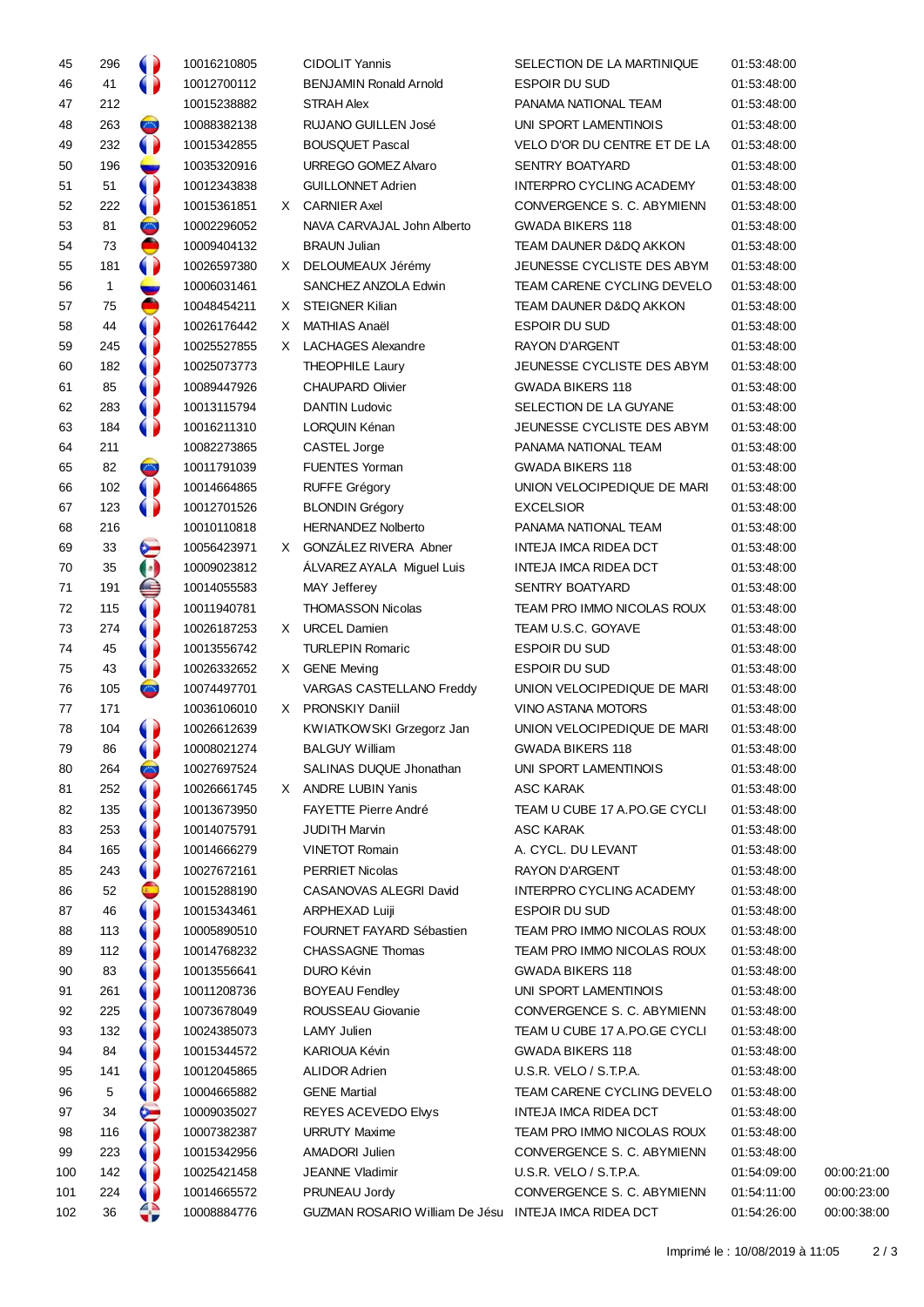| | | | | | | | | |
|---|---|---|---|---|---|---|---|---|
| 45 | 296 | | 10016210805 | | CIDOLIT Yannis | SELECTION DE LA MARTINIQUE | 01:53:48:00 | |
| 46 | 41 | | 10012700112 | | BENJAMIN Ronald Arnold | ESPOIR DU SUD | 01:53:48:00 | |
| 47 | 212 | | 10015238882 | | STRAH Alex | PANAMA NATIONAL TEAM | 01:53:48:00 | |
| 48 | 263 | | 10088382138 | | RUJANO GUILLEN José | UNI SPORT LAMENTINOIS | 01:53:48:00 | |
| 49 | 232 | | 10015342855 | | BOUSQUET Pascal | VELO D'OR DU CENTRE ET DE LA | 01:53:48:00 | |
| 50 | 196 | | 10035320916 | | URREGO GOMEZ Alvaro | SENTRY BOATYARD | 01:53:48:00 | |
| 51 | 51 | | 10012343838 | | GUILLONNET Adrien | INTERPRO CYCLING ACADEMY | 01:53:48:00 | |
| 52 | 222 | | 10015361851 | X | CARNIER Axel | CONVERGENCE S. C. ABYMIENN | 01:53:48:00 | |
| 53 | 81 | | 10002296052 | | NAVA CARVAJAL John Alberto | GWADA BIKERS 118 | 01:53:48:00 | |
| 54 | 73 | | 10009404132 | | BRAUN Julian | TEAM DAUNER D&DQ AKKON | 01:53:48:00 | |
| 55 | 181 | | 10026597380 | X | DELOUMEAUX Jérémy | JEUNESSE CYCLISTE DES ABYM | 01:53:48:00 | |
| 56 | 1 | | 10006031461 | | SANCHEZ ANZOLA Edwin | TEAM CARENE CYCLING DEVELO | 01:53:48:00 | |
| 57 | 75 | | 10048454211 | X | STEIGNER Kilian | TEAM DAUNER D&DQ AKKON | 01:53:48:00 | |
| 58 | 44 | | 10026176442 | X | MATHIAS Anaël | ESPOIR DU SUD | 01:53:48:00 | |
| 59 | 245 | | 10025527855 | X | LACHAGES Alexandre | RAYON D'ARGENT | 01:53:48:00 | |
| 60 | 182 | | 10025073773 | | THEOPHILE Laury | JEUNESSE CYCLISTE DES ABYM | 01:53:48:00 | |
| 61 | 85 | | 10089447926 | | CHAUPARD Olivier | GWADA BIKERS 118 | 01:53:48:00 | |
| 62 | 283 | | 10013115794 | | DANTIN Ludovic | SELECTION DE LA GUYANE | 01:53:48:00 | |
| 63 | 184 | | 10016211310 | | LORQUIN Kénan | JEUNESSE CYCLISTE DES ABYM | 01:53:48:00 | |
| 64 | 211 | | 10082273865 | | CASTEL Jorge | PANAMA NATIONAL TEAM | 01:53:48:00 | |
| 65 | 82 | | 10011791039 | | FUENTES Yorman | GWADA BIKERS 118 | 01:53:48:00 | |
| 66 | 102 | | 10014664865 | | RUFFE Grégory | UNION VELOCIPEDIQUE DE MARI | 01:53:48:00 | |
| 67 | 123 | | 10012701526 | | BLONDIN Grégory | EXCELSIOR | 01:53:48:00 | |
| 68 | 216 | | 10010110818 | | HERNANDEZ Nolberto | PANAMA NATIONAL TEAM | 01:53:48:00 | |
| 69 | 33 | | 10056423971 | X | GONZÁLEZ RIVERA Abner | INTEJA IMCA RIDEA DCT | 01:53:48:00 | |
| 70 | 35 | | 10009023812 | | ÁLVAREZ AYALA Miguel Luis | INTEJA IMCA RIDEA DCT | 01:53:48:00 | |
| 71 | 191 | | 10014055583 | | MAY Jefferey | SENTRY BOATYARD | 01:53:48:00 | |
| 72 | 115 | | 10011940781 | | THOMASSON Nicolas | TEAM PRO IMMO NICOLAS ROUX | 01:53:48:00 | |
| 73 | 274 | | 10026187253 | X | URCEL Damien | TEAM U.S.C. GOYAVE | 01:53:48:00 | |
| 74 | 45 | | 10013556742 | | TURLEPIN Romaric | ESPOIR DU SUD | 01:53:48:00 | |
| 75 | 43 | | 10026332652 | X | GENE Meving | ESPOIR DU SUD | 01:53:48:00 | |
| 76 | 105 | | 10074497701 | | VARGAS CASTELLANO Freddy | UNION VELOCIPEDIQUE DE MARI | 01:53:48:00 | |
| 77 | 171 | | 10036106010 | X | PRONSKIY Daniil | VINO ASTANA MOTORS | 01:53:48:00 | |
| 78 | 104 | | 10026612639 | | KWIATKOWSKI Grzegorz Jan | UNION VELOCIPEDIQUE DE MARI | 01:53:48:00 | |
| 79 | 86 | | 10008021274 | | BALGUY William | GWADA BIKERS 118 | 01:53:48:00 | |
| 80 | 264 | | 10027697524 | | SALINAS DUQUE Jhonathan | UNI SPORT LAMENTINOIS | 01:53:48:00 | |
| 81 | 252 | | 10026661745 | X | ANDRE LUBIN Yanis | ASC KARAK | 01:53:48:00 | |
| 82 | 135 | | 10013673950 | | FAYETTE Pierre André | TEAM U CUBE 17 A.PO.GE CYCLI | 01:53:48:00 | |
| 83 | 253 | | 10014075791 | | JUDITH Marvin | ASC KARAK | 01:53:48:00 | |
| 84 | 165 | | 10014666279 | | VINETOT Romain | A. CYCL. DU LEVANT | 01:53:48:00 | |
| 85 | 243 | | 10027672161 | | PERRIET Nicolas | RAYON D'ARGENT | 01:53:48:00 | |
| 86 | 52 | | 10015288190 | | CASANOVAS ALEGRI David | INTERPRO CYCLING ACADEMY | 01:53:48:00 | |
| 87 | 46 | | 10015343461 | | ARPHEXAD Luiji | ESPOIR DU SUD | 01:53:48:00 | |
| 88 | 113 | | 10005890510 | | FOURNET FAYARD Sébastien | TEAM PRO IMMO NICOLAS ROUX | 01:53:48:00 | |
| 89 | 112 | | 10014768232 | | CHASSAGNE Thomas | TEAM PRO IMMO NICOLAS ROUX | 01:53:48:00 | |
| 90 | 83 | | 10013556641 | | DURO Kévin | GWADA BIKERS 118 | 01:53:48:00 | |
| 91 | 261 | | 10011208736 | | BOYEAU Fendley | UNI SPORT LAMENTINOIS | 01:53:48:00 | |
| 92 | 225 | | 10073678049 | | ROUSSEAU Giovanie | CONVERGENCE S. C. ABYMIENN | 01:53:48:00 | |
| 93 | 132 | | 10024385073 | | LAMY Julien | TEAM U CUBE 17 A.PO.GE CYCLI | 01:53:48:00 | |
| 94 | 84 | | 10015344572 | | KARIOUA Kévin | GWADA BIKERS 118 | 01:53:48:00 | |
| 95 | 141 | | 10012045865 | | ALIDOR Adrien | U.S.R. VELO / S.T.P.A. | 01:53:48:00 | |
| 96 | 5 | | 10004665882 | | GENE Martial | TEAM CARENE CYCLING DEVELO | 01:53:48:00 | |
| 97 | 34 | | 10009035027 | | REYES ACEVEDO Elwys | INTEJA IMCA RIDEA DCT | 01:53:48:00 | |
| 98 | 116 | | 10007382387 | | URRUTY Maxime | TEAM PRO IMMO NICOLAS ROUX | 01:53:48:00 | |
| 99 | 223 | | 10015342956 | | AMADORI Julien | CONVERGENCE S. C. ABYMIENN | 01:53:48:00 | |
| 100 | 142 | | 10025421458 | | JEANNE Vladimir | U.S.R. VELO / S.T.P.A. | 01:54:09:00 | 00:00:21:00 |
| 101 | 224 | | 10014665572 | | PRUNEAU Jordy | CONVERGENCE S. C. ABYMIENN | 01:54:11:00 | 00:00:23:00 |
| 102 | 36 | | 10008884776 | | GUZMAN ROSARIO William De Jésu | INTEJA IMCA RIDEA DCT | 01:54:26:00 | 00:00:38:00 |

Imprimé le : 10/08/2019 à 11:05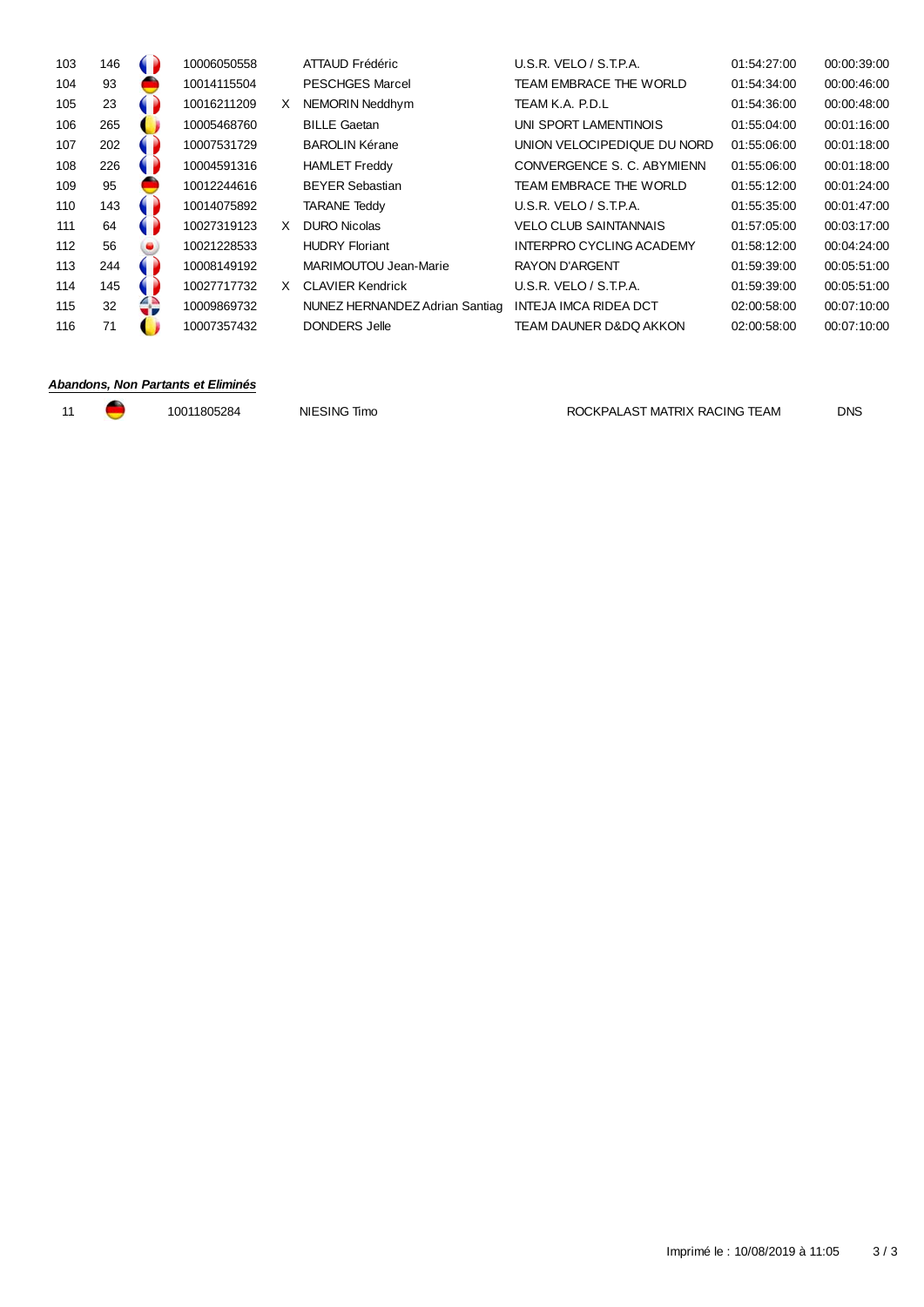| | | | | | | | | |
|---|---|---|---|---|---|---|---|---|
| 103 | 146 | | 10006050558 | | ATTAUD Frédéric | U.S.R. VELO / S.T.P.A. | 01:54:27:00 | 00:00:39:00 |
| 104 | 93 | | 10014115504 | | PESCHGES Marcel | TEAM EMBRACE THE WORLD | 01:54:34:00 | 00:00:46:00 |
| 105 | 23 | | 10016211209 | X | NEMORIN Neddhym | TEAM K.A. P.D.L | 01:54:36:00 | 00:00:48:00 |
| 106 | 265 | | 10005468760 | | BILLE Gaetan | UNI SPORT LAMENTINOIS | 01:55:04:00 | 00:01:16:00 |
| 107 | 202 | | 10007531729 | | BAROLIN Kérane | UNION VELOCIPEDIQUE DU NORD | 01:55:06:00 | 00:01:18:00 |
| 108 | 226 | | 10004591316 | | HAMLET Freddy | CONVERGENCE S. C. ABYMIENN | 01:55:06:00 | 00:01:18:00 |
| 109 | 95 | | 10012244616 | | BEYER Sebastian | TEAM EMBRACE THE WORLD | 01:55:12:00 | 00:01:24:00 |
| 110 | 143 | | 10014075892 | | TARANE Teddy | U.S.R. VELO / S.T.P.A. | 01:55:35:00 | 00:01:47:00 |
| 111 | 64 | | 10027319123 | X | DURO Nicolas | VELO CLUB SAINTANNAIS | 01:57:05:00 | 00:03:17:00 |
| 112 | 56 | | 10021228533 | | HUDRY Floriant | INTERPRO CYCLING ACADEMY | 01:58:12:00 | 00:04:24:00 |
| 113 | 244 | | 10008149192 | | MARIMOUTOU Jean-Marie | RAYON D'ARGENT | 01:59:39:00 | 00:05:51:00 |
| 114 | 145 | | 10027717732 | X | CLAVIER Kendrick | U.S.R. VELO / S.T.P.A. | 01:59:39:00 | 00:05:51:00 |
| 115 | 32 | | 10009869732 | | NUNEZ HERNANDEZ Adrian Santiag | INTEJA IMCA RIDEA DCT | 02:00:58:00 | 00:07:10:00 |
| 116 | 71 | | 10007357432 | | DONDERS Jelle | TEAM DAUNER D&DQ AKKON | 02:00:58:00 | 00:07:10:00 |

***Abandons, Non Partants et Eliminés***

| | | | | | |
|---|---|---|---|---|---|
| 11 | | 10011805284 | NIESING Timo | ROCKPALAST MATRIX RACING TEAM | DNS |

Imprimé le : 10/08/2019 à 11:05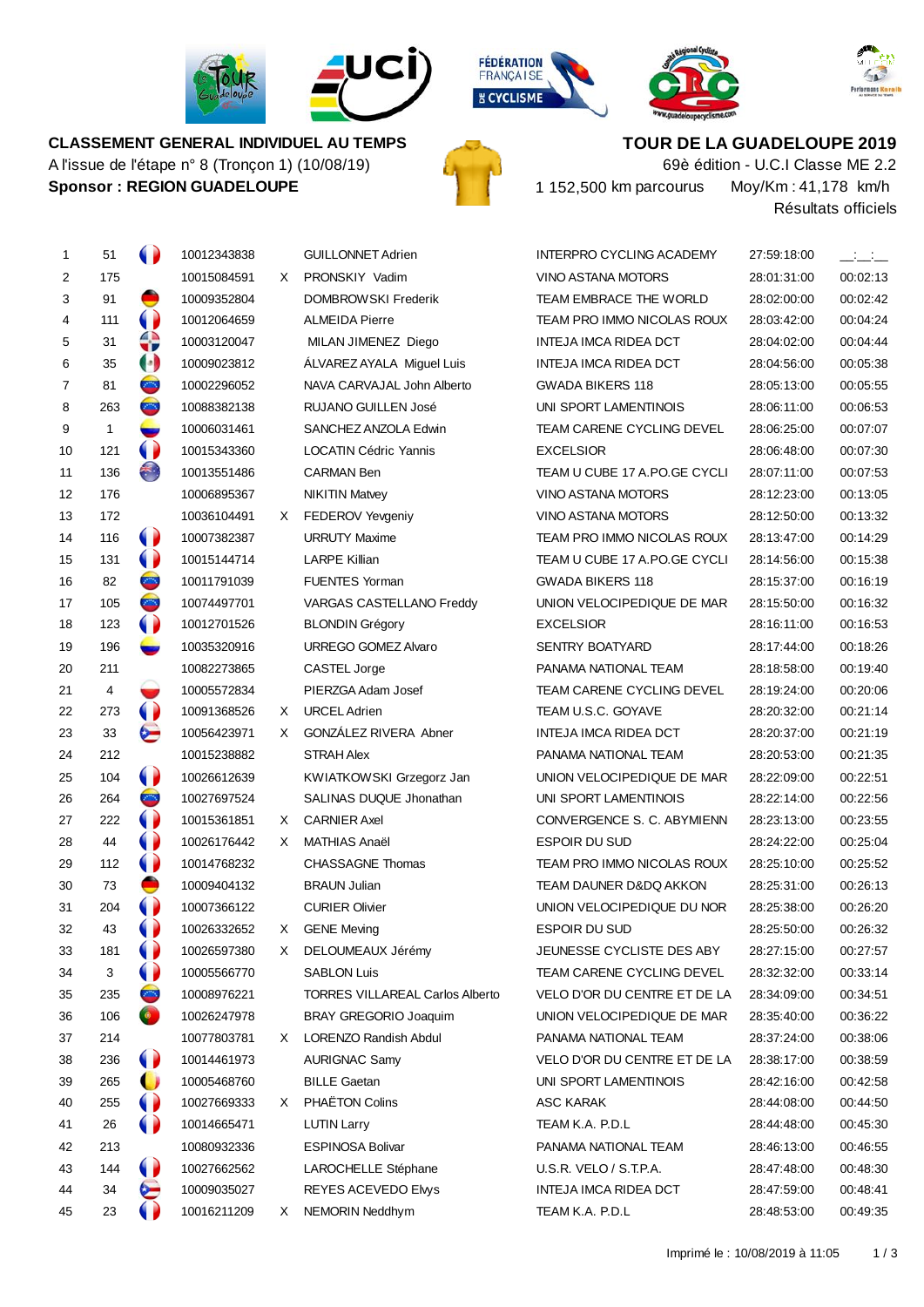**CLASSEMENT GENERAL INDIVIDUEL AU TEMPS**

A l'issue de l'étape n° 8 (Tronçon 1) (10/08/19)

**Sponsor : REGION GUADELOUPE**

**TOUR DE LA GUADELOUPE 2019**

69è édition - U.C.I Classe ME 2.2

1 152,500 km parcourus    Moy/Km : 41,178 km/h

Résultats officiels

| Rg | Dos | Code UCI | | Nom | Equipe | Temps | Ecart |
|---|---|---|---|---|---|---|---|
| 1 | 51 | 10012343838 | | GUILLONNET Adrien | INTERPRO CYCLING ACADEMY | 27:59:18:00 | __:__:__ |
| 2 | 175 | 10015084591 | X | PRONSKIY Vadim | VINO ASTANA MOTORS | 28:01:31:00 | 00:02:13 |
| 3 | 91 | 10009352804 | | DOMBROWSKI Frederik | TEAM EMBRACE THE WORLD | 28:02:00:00 | 00:02:42 |
| 4 | 111 | 10012064659 | | ALMEIDA Pierre | TEAM PRO IMMO NICOLAS ROUX | 28:03:42:00 | 00:04:24 |
| 5 | 31 | 10003120047 | | MILAN JIMENEZ Diego | INTEJA IMCA RIDEA DCT | 28:04:02:00 | 00:04:44 |
| 6 | 35 | 10009023812 | | ÁLVAREZ AYALA Miguel Luis | INTEJA IMCA RIDEA DCT | 28:04:56:00 | 00:05:38 |
| 7 | 81 | 10002296052 | | NAVA CARVAJAL John Alberto | GWADA BIKERS 118 | 28:05:13:00 | 00:05:55 |
| 8 | 263 | 10088382138 | | RUJANO GUILLEN José | UNI SPORT LAMENTINOIS | 28:06:11:00 | 00:06:53 |
| 9 | 1 | 10006031461 | | SANCHEZ ANZOLA Edwin | TEAM CARENE CYCLING DEVEL | 28:06:25:00 | 00:07:07 |
| 10 | 121 | 10015343360 | | LOCATIN Cédric Yannis | EXCELSIOR | 28:06:48:00 | 00:07:30 |
| 11 | 136 | 10013551486 | | CARMAN Ben | TEAM U CUBE 17 A.PO.GE CYCLI | 28:07:11:00 | 00:07:53 |
| 12 | 176 | 10006895367 | | NIKITIN Matvey | VINO ASTANA MOTORS | 28:12:23:00 | 00:13:05 |
| 13 | 172 | 10036104491 | X | FEDEROV Yevgeniy | VINO ASTANA MOTORS | 28:12:50:00 | 00:13:32 |
| 14 | 116 | 10007382387 | | URRUTY Maxime | TEAM PRO IMMO NICOLAS ROUX | 28:13:47:00 | 00:14:29 |
| 15 | 131 | 10015144714 | | LARPE Killian | TEAM U CUBE 17 A.PO.GE CYCLI | 28:14:56:00 | 00:15:38 |
| 16 | 82 | 10011791039 | | FUENTES Yorman | GWADA BIKERS 118 | 28:15:37:00 | 00:16:19 |
| 17 | 105 | 10074497701 | | VARGAS CASTELLANO Freddy | UNION VELOCIPEDIQUE DE MAR | 28:15:50:00 | 00:16:32 |
| 18 | 123 | 10012701526 | | BLONDIN Grégory | EXCELSIOR | 28:16:11:00 | 00:16:53 |
| 19 | 196 | 10035320916 | | URREGO GOMEZ Alvaro | SENTRY BOATYARD | 28:17:44:00 | 00:18:26 |
| 20 | 211 | 10082273865 | | CASTEL Jorge | PANAMA NATIONAL TEAM | 28:18:58:00 | 00:19:40 |
| 21 | 4 | 10005572834 | | PIERZGA Adam Josef | TEAM CARENE CYCLING DEVEL | 28:19:24:00 | 00:20:06 |
| 22 | 273 | 10091368526 | X | URCEL Adrien | TEAM U.S.C. GOYAVE | 28:20:32:00 | 00:21:14 |
| 23 | 33 | 10056423971 | X | GONZÁLEZ RIVERA Abner | INTEJA IMCA RIDEA DCT | 28:20:37:00 | 00:21:19 |
| 24 | 212 | 10015238882 | | STRAH Alex | PANAMA NATIONAL TEAM | 28:20:53:00 | 00:21:35 |
| 25 | 104 | 10026612639 | | KWIATKOWSKI Grzegorz Jan | UNION VELOCIPEDIQUE DE MAR | 28:22:09:00 | 00:22:51 |
| 26 | 264 | 10027697524 | | SALINAS DUQUE Jhonathan | UNI SPORT LAMENTINOIS | 28:22:14:00 | 00:22:56 |
| 27 | 222 | 10015361851 | X | CARNIER Axel | CONVERGENCE S. C. ABYMIENN | 28:23:13:00 | 00:23:55 |
| 28 | 44 | 10026176442 | X | MATHIAS Anaël | ESPOIR DU SUD | 28:24:22:00 | 00:25:04 |
| 29 | 112 | 10014768232 | | CHASSAGNE Thomas | TEAM PRO IMMO NICOLAS ROUX | 28:25:10:00 | 00:25:52 |
| 30 | 73 | 10009404132 | | BRAUN Julian | TEAM DAUNER D&DQ AKKON | 28:25:31:00 | 00:26:13 |
| 31 | 204 | 10007366122 | | CURIER Olivier | UNION VELOCIPEDIQUE DU NOR | 28:25:38:00 | 00:26:20 |
| 32 | 43 | 10026332652 | X | GENE Meving | ESPOIR DU SUD | 28:25:50:00 | 00:26:32 |
| 33 | 181 | 10026597380 | X | DELOUMEAUX Jérémy | JEUNESSE CYCLISTE DES ABY | 28:27:15:00 | 00:27:57 |
| 34 | 3 | 10005566770 | | SABLON Luis | TEAM CARENE CYCLING DEVEL | 28:32:32:00 | 00:33:14 |
| 35 | 235 | 10008976221 | | TORRES VILLAREAL Carlos Alberto | VELO D'OR DU CENTRE ET DE LA | 28:34:09:00 | 00:34:51 |
| 36 | 106 | 10026247978 | | BRAY GREGORIO Joaquim | UNION VELOCIPEDIQUE DE MAR | 28:35:40:00 | 00:36:22 |
| 37 | 214 | 10077803781 | X | LORENZO Randish Abdul | PANAMA NATIONAL TEAM | 28:37:24:00 | 00:38:06 |
| 38 | 236 | 10014461973 | | AURIGNAC Samy | VELO D'OR DU CENTRE ET DE LA | 28:38:17:00 | 00:38:59 |
| 39 | 265 | 10005468760 | | BILLE Gaetan | UNI SPORT LAMENTINOIS | 28:42:16:00 | 00:42:58 |
| 40 | 255 | 10027669333 | X | PHAËTON Colins | ASC KARAK | 28:44:08:00 | 00:44:50 |
| 41 | 26 | 10014665471 | | LUTIN Larry | TEAM K.A. P.D.L | 28:44:48:00 | 00:45:30 |
| 42 | 213 | 10080932336 | | ESPINOSA Bolivar | PANAMA NATIONAL TEAM | 28:46:13:00 | 00:46:55 |
| 43 | 144 | 10027662562 | | LAROCHELLE Stéphane | U.S.R. VELO / S.T.P.A. | 28:47:48:00 | 00:48:30 |
| 44 | 34 | 10009035027 | | REYES ACEVEDO Elwys | INTEJA IMCA RIDEA DCT | 28:47:59:00 | 00:48:41 |
| 45 | 23 | 10016211209 | X | NEMORIN Neddhym | TEAM K.A. P.D.L | 28:48:53:00 | 00:49:35 |

Imprimé le : 10/08/2019 à 11:05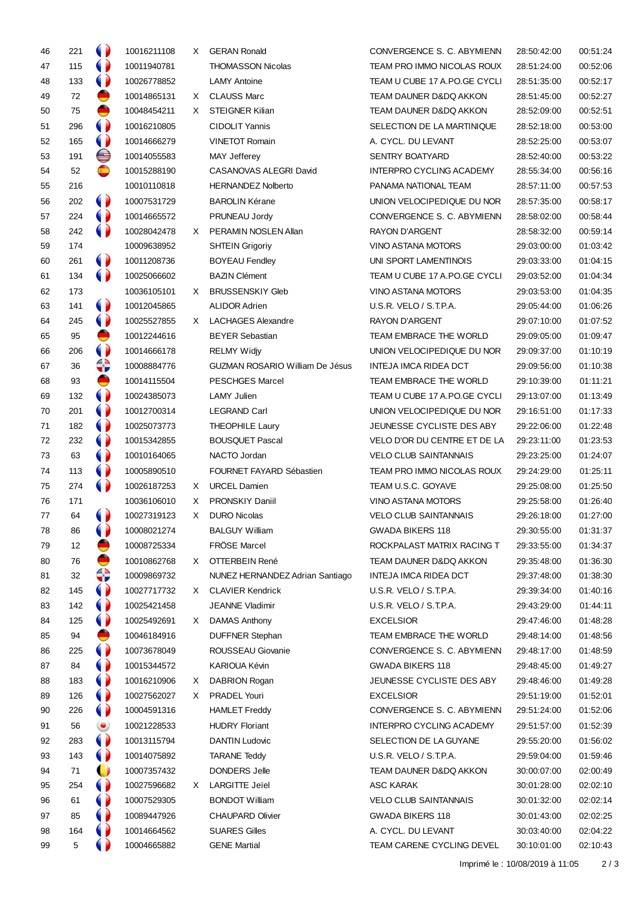| 46 | 221 | | 10016211108 | X | GERAN Ronald | CONVERGENCE S. C. ABYMIENN | 28:50:42:00 | 00:51:24 |
|---|---|---|---|---|---|---|---|---|
| 47 | 115 | | 10011940781 | | THOMASSON Nicolas | TEAM PRO IMMO NICOLAS ROUX | 28:51:24:00 | 00:52:06 |
| 48 | 133 | | 10026778852 | | LAMY Antoine | TEAM U CUBE 17 A.PO.GE CYCLI | 28:51:35:00 | 00:52:17 |
| 49 | 72 | | 10014865131 | X | CLAUSS Marc | TEAM DAUNER D&DQ AKKON | 28:51:45:00 | 00:52:27 |
| 50 | 75 | | 10048454211 | X | STEIGNER Kilian | TEAM DAUNER D&DQ AKKON | 28:52:09:00 | 00:52:51 |
| 51 | 296 | | 10016210805 | | CIDOLIT Yannis | SELECTION DE LA MARTINIQUE | 28:52:18:00 | 00:53:00 |
| 52 | 165 | | 10014666279 | | VINETOT Romain | A. CYCL. DU LEVANT | 28:52:25:00 | 00:53:07 |
| 53 | 191 | | 10014055583 | | MAY Jefferey | SENTRY BOATYARD | 28:52:40:00 | 00:53:22 |
| 54 | 52 | | 10015288190 | | CASANOVAS ALEGRI David | INTERPRO CYCLING ACADEMY | 28:55:34:00 | 00:56:16 |
| 55 | 216 | | 10010110818 | | HERNANDEZ Nolberto | PANAMA NATIONAL TEAM | 28:57:11:00 | 00:57:53 |
| 56 | 202 | | 10007531729 | | BAROLIN Kérane | UNION VELOCIPEDIQUE DU NOR | 28:57:35:00 | 00:58:17 |
| 57 | 224 | | 10014665572 | | PRUNEAU Jordy | CONVERGENCE S. C. ABYMIENN | 28:58:02:00 | 00:58:44 |
| 58 | 242 | | 10028042478 | X | PERAMIN NOSLEN Allan | RAYON D'ARGENT | 28:58:32:00 | 00:59:14 |
| 59 | 174 | | 10009638952 | | SHTEIN Grigoriy | VINO ASTANA MOTORS | 29:03:00:00 | 01:03:42 |
| 60 | 261 | | 10011208736 | | BOYEAU Fendley | UNI SPORT LAMENTINOIS | 29:03:33:00 | 01:04:15 |
| 61 | 134 | | 10025066602 | | BAZIN Clément | TEAM U CUBE 17 A.PO.GE CYCLI | 29:03:52:00 | 01:04:34 |
| 62 | 173 | | 10036105101 | X | BRUSSENSKIY Gleb | VINO ASTANA MOTORS | 29:03:53:00 | 01:04:35 |
| 63 | 141 | | 10012045865 | | ALIDOR Adrien | U.S.R. VELO / S.T.P.A. | 29:05:44:00 | 01:06:26 |
| 64 | 245 | | 10025527855 | X | LACHAGES Alexandre | RAYON D'ARGENT | 29:07:10:00 | 01:07:52 |
| 65 | 95 | | 10012244616 | | BEYER Sebastian | TEAM EMBRACE THE WORLD | 29:09:05:00 | 01:09:47 |
| 66 | 206 | | 10014666178 | | RELMY Widjy | UNION VELOCIPEDIQUE DU NOR | 29:09:37:00 | 01:10:19 |
| 67 | 36 | | 10008884776 | | GUZMAN ROSARIO William De Jésus | INTEJA IMCA RIDEA DCT | 29:09:56:00 | 01:10:38 |
| 68 | 93 | | 10014115504 | | PESCHGES Marcel | TEAM EMBRACE THE WORLD | 29:10:39:00 | 01:11:21 |
| 69 | 132 | | 10024385073 | | LAMY Julien | TEAM U CUBE 17 A.PO.GE CYCLI | 29:13:07:00 | 01:13:49 |
| 70 | 201 | | 10012700314 | | LEGRAND Carl | UNION VELOCIPEDIQUE DU NOR | 29:16:51:00 | 01:17:33 |
| 71 | 182 | | 10025073773 | | THEOPHILE Laury | JEUNESSE CYCLISTE DES ABY | 29:22:06:00 | 01:22:48 |
| 72 | 232 | | 10015342855 | | BOUSQUET Pascal | VELO D'OR DU CENTRE ET DE LA | 29:23:11:00 | 01:23:53 |
| 73 | 63 | | 10010164065 | | NACTO Jordan | VELO CLUB SAINTANNAIS | 29:23:25:00 | 01:24:07 |
| 74 | 113 | | 10005890510 | | FOURNET FAYARD Sébastien | TEAM PRO IMMO NICOLAS ROUX | 29:24:29:00 | 01:25:11 |
| 75 | 274 | | 10026187253 | X | URCEL Damien | TEAM U.S.C. GOYAVE | 29:25:08:00 | 01:25:50 |
| 76 | 171 | | 10036106010 | X | PRONSKIY Daniil | VINO ASTANA MOTORS | 29:25:58:00 | 01:26:40 |
| 77 | 64 | | 10027319123 | X | DURO Nicolas | VELO CLUB SAINTANNAIS | 29:26:18:00 | 01:27:00 |
| 78 | 86 | | 10008021274 | | BALGUY William | GWADA BIKERS 118 | 29:30:55:00 | 01:31:37 |
| 79 | 12 | | 10008725334 | | FRÖSE Marcel | ROCKPALAST MATRIX RACING T | 29:33:55:00 | 01:34:37 |
| 80 | 76 | | 10010862768 | X | OTTERBEIN René | TEAM DAUNER D&DQ AKKON | 29:35:48:00 | 01:36:30 |
| 81 | 32 | | 10009869732 | | NUNEZ HERNANDEZ Adrian Santiago | INTEJA IMCA RIDEA DCT | 29:37:48:00 | 01:38:30 |
| 82 | 145 | | 10027717732 | X | CLAVIER Kendrick | U.S.R. VELO / S.T.P.A. | 29:39:34:00 | 01:40:16 |
| 83 | 142 | | 10025421458 | | JEANNE Vladimir | U.S.R. VELO / S.T.P.A. | 29:43:29:00 | 01:44:11 |
| 84 | 125 | | 10025492691 | X | DAMAS Anthony | EXCELSIOR | 29:47:46:00 | 01:48:28 |
| 85 | 94 | | 10046184916 | | DUFFNER Stephan | TEAM EMBRACE THE WORLD | 29:48:14:00 | 01:48:56 |
| 86 | 225 | | 10073678049 | | ROUSSEAU Giovanie | CONVERGENCE S. C. ABYMIENN | 29:48:17:00 | 01:48:59 |
| 87 | 84 | | 10015344572 | | KARIOUA Kévin | GWADA BIKERS 118 | 29:48:45:00 | 01:49:27 |
| 88 | 183 | | 10016210906 | X | DABRION Rogan | JEUNESSE CYCLISTE DES ABY | 29:48:46:00 | 01:49:28 |
| 89 | 126 | | 10027562027 | X | PRADEL Youri | EXCELSIOR | 29:51:19:00 | 01:52:01 |
| 90 | 226 | | 10004591316 | | HAMLET Freddy | CONVERGENCE S. C. ABYMIENN | 29:51:24:00 | 01:52:06 |
| 91 | 56 | | 10021228533 | | HUDRY Floriant | INTERPRO CYCLING ACADEMY | 29:51:57:00 | 01:52:39 |
| 92 | 283 | | 10013115794 | | DANTIN Ludovic | SELECTION DE LA GUYANE | 29:55:20:00 | 01:56:02 |
| 93 | 143 | | 10014075892 | | TARANE Teddy | U.S.R. VELO / S.T.P.A. | 29:59:04:00 | 01:59:46 |
| 94 | 71 | | 10007357432 | | DONDERS Jelle | TEAM DAUNER D&DQ AKKON | 30:00:07:00 | 02:00:49 |
| 95 | 254 | | 10027596682 | X | LARGITTE Jeïel | ASC KARAK | 30:01:28:00 | 02:02:10 |
| 96 | 61 | | 10007529305 | | BONDOT William | VELO CLUB SAINTANNAIS | 30:01:32:00 | 02:02:14 |
| 97 | 85 | | 10089447926 | | CHAUPARD Olivier | GWADA BIKERS 118 | 30:01:43:00 | 02:02:25 |
| 98 | 164 | | 10014664562 | | SUARES Gilles | A. CYCL. DU LEVANT | 30:03:40:00 | 02:04:22 |
| 99 | 5 | | 10004665882 | | GENE Martial | TEAM CARENE CYCLING DEVEL | 30:10:01:00 | 02:10:43 |

Imprimé le : 10/08/2019 à 11:05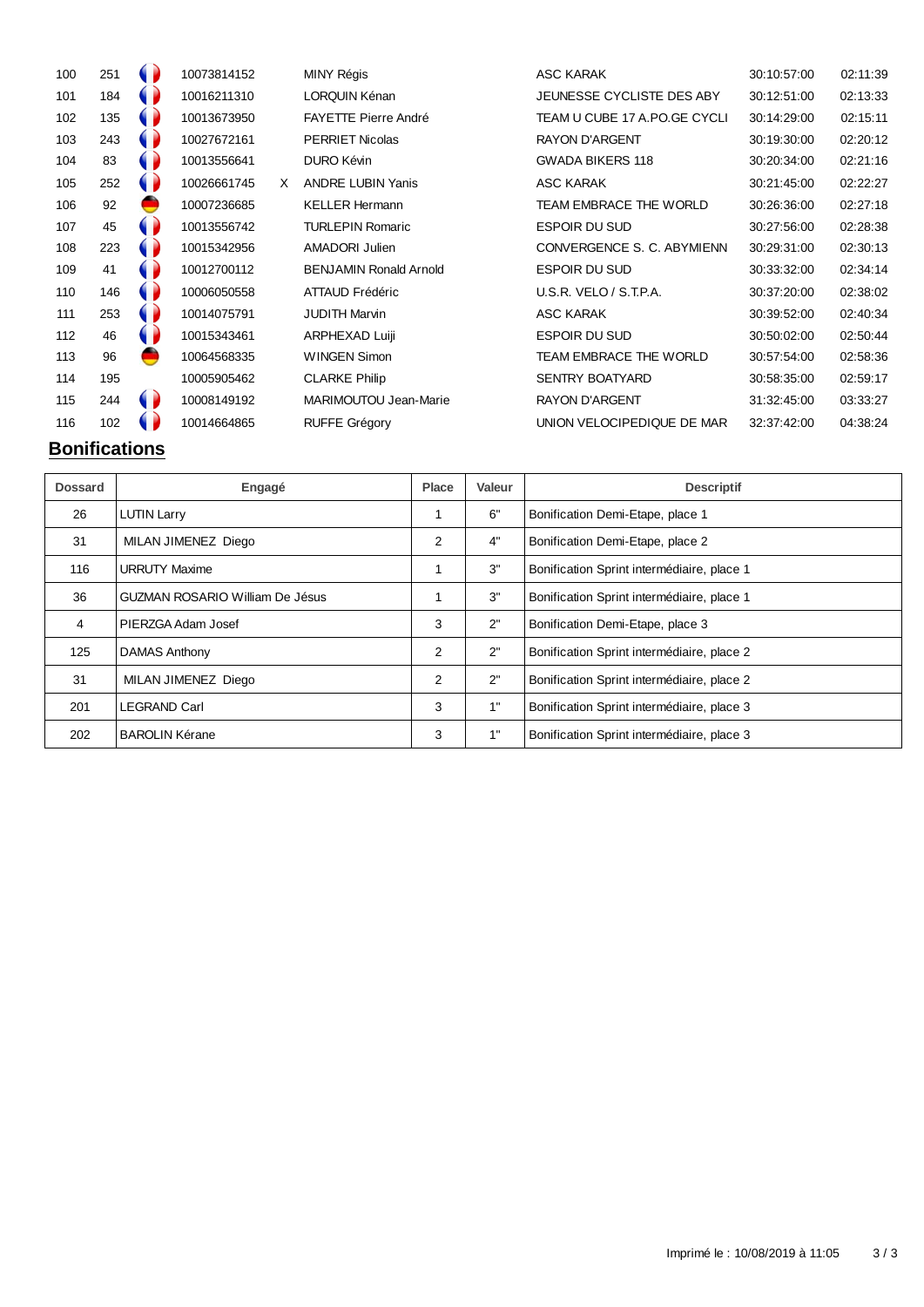| | | | | | | | | |
|---|---|---|---|---|---|---|---|---|
| 100 | 251 | | 10073814152 | | MINY Régis | ASC KARAK | 30:10:57:00 | 02:11:39 |
| 101 | 184 | | 10016211310 | | LORQUIN Kénan | JEUNESSE CYCLISTE DES ABY | 30:12:51:00 | 02:13:33 |
| 102 | 135 | | 10013673950 | | FAYETTE Pierre André | TEAM U CUBE 17 A.PO.GE CYCLI | 30:14:29:00 | 02:15:11 |
| 103 | 243 | | 10027672161 | | PERRIET Nicolas | RAYON D'ARGENT | 30:19:30:00 | 02:20:12 |
| 104 | 83 | | 10013556641 | | DURO Kévin | GWADA BIKERS 118 | 30:20:34:00 | 02:21:16 |
| 105 | 252 | | 10026661745 | X | ANDRE LUBIN Yanis | ASC KARAK | 30:21:45:00 | 02:22:27 |
| 106 | 92 | | 10007236685 | | KELLER Hermann | TEAM EMBRACE THE WORLD | 30:26:36:00 | 02:27:18 |
| 107 | 45 | | 10013556742 | | TURLEPIN Romaric | ESPOIR DU SUD | 30:27:56:00 | 02:28:38 |
| 108 | 223 | | 10015342956 | | AMADORI Julien | CONVERGENCE S. C. ABYMIENN | 30:29:31:00 | 02:30:13 |
| 109 | 41 | | 10012700112 | | BENJAMIN Ronald Arnold | ESPOIR DU SUD | 30:33:32:00 | 02:34:14 |
| 110 | 146 | | 10006050558 | | ATTAUD Frédéric | U.S.R. VELO / S.T.P.A. | 30:37:20:00 | 02:38:02 |
| 111 | 253 | | 10014075791 | | JUDITH Marvin | ASC KARAK | 30:39:52:00 | 02:40:34 |
| 112 | 46 | | 10015343461 | | ARPHEXAD Luiji | ESPOIR DU SUD | 30:50:02:00 | 02:50:44 |
| 113 | 96 | | 10064568335 | | WINGEN Simon | TEAM EMBRACE THE WORLD | 30:57:54:00 | 02:58:36 |
| 114 | 195 | | 10005905462 | | CLARKE Philip | SENTRY BOATYARD | 30:58:35:00 | 02:59:17 |
| 115 | 244 | | 10008149192 | | MARIMOUTOU Jean-Marie | RAYON D'ARGENT | 31:32:45:00 | 03:33:27 |
| 116 | 102 | | 10014664865 | | RUFFE Grégory | UNION VELOCIPEDIQUE DE MAR | 32:37:42:00 | 04:38:24 |

## Bonifications

| Dossard | Engagé | Place | Valeur | Descriptif |
|---|---|---|---|---|
| 26 | LUTIN Larry | 1 | 6" | Bonification Demi-Etape, place 1 |
| 31 | MILAN JIMENEZ Diego | 2 | 4" | Bonification Demi-Etape, place 2 |
| 116 | URRUTY Maxime | 1 | 3" | Bonification Sprint intermédiaire, place 1 |
| 36 | GUZMAN ROSARIO William De Jésus | 1 | 3" | Bonification Sprint intermédiaire, place 1 |
| 4 | PIERZGA Adam Josef | 3 | 2" | Bonification Demi-Etape, place 3 |
| 125 | DAMAS Anthony | 2 | 2" | Bonification Sprint intermédiaire, place 2 |
| 31 | MILAN JIMENEZ Diego | 2 | 2" | Bonification Sprint intermédiaire, place 2 |
| 201 | LEGRAND Carl | 3 | 1" | Bonification Sprint intermédiaire, place 3 |
| 202 | BAROLIN Kérane | 3 | 1" | Bonification Sprint intermédiaire, place 3 |

Imprimé le : 10/08/2019 à 11:05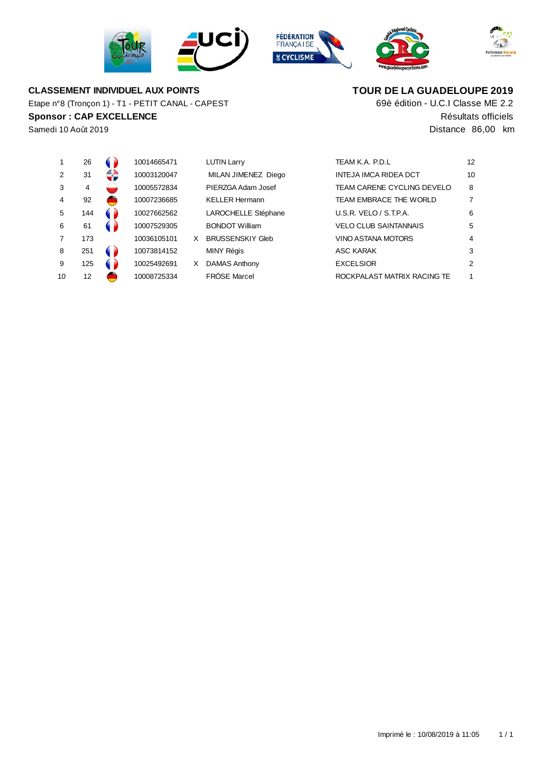**CLASSEMENT INDIVIDUEL AUX POINTS**

Etape n°8 (Tronçon 1) - T1 - PETIT CANAL - CAPEST

**Sponsor : CAP EXCELLENCE**

Samedi 10 Août 2019

**TOUR DE LA GUADELOUPE 2019**

69è édition - U.C.I Classe ME 2.2

Résultats officiels

Distance 86,00 km

| | | | | | | | |
|---|---|---|---|---|---|---|---|
| 1 | 26 | | 10014665471 | | LUTIN Larry | TEAM K.A. P.D.L | 12 |
| 2 | 31 | | 10003120047 | | MILAN JIMENEZ Diego | INTEJA IMCA RIDEA DCT | 10 |
| 3 | 4 | | 10005572834 | | PIERZGA Adam Josef | TEAM CARENE CYCLING DEVELO | 8 |
| 4 | 92 | | 10007236685 | | KELLER Hermann | TEAM EMBRACE THE WORLD | 7 |
| 5 | 144 | | 10027662562 | | LAROCHELLE Stéphane | U.S.R. VELO / S.T.P.A. | 6 |
| 6 | 61 | | 10007529305 | | BONDOT William | VELO CLUB SAINTANNAIS | 5 |
| 7 | 173 | | 10036105101 | X | BRUSSENSKIY Gleb | VINO ASTANA MOTORS | 4 |
| 8 | 251 | | 10073814152 | | MINY Régis | ASC KARAK | 3 |
| 9 | 125 | | 10025492691 | X | DAMAS Anthony | EXCELSIOR | 2 |
| 10 | 12 | | 10008725334 | | FRÖSE Marcel | ROCKPALAST MATRIX RACING TE | 1 |

Imprimé le : 10/08/2019 à 11:05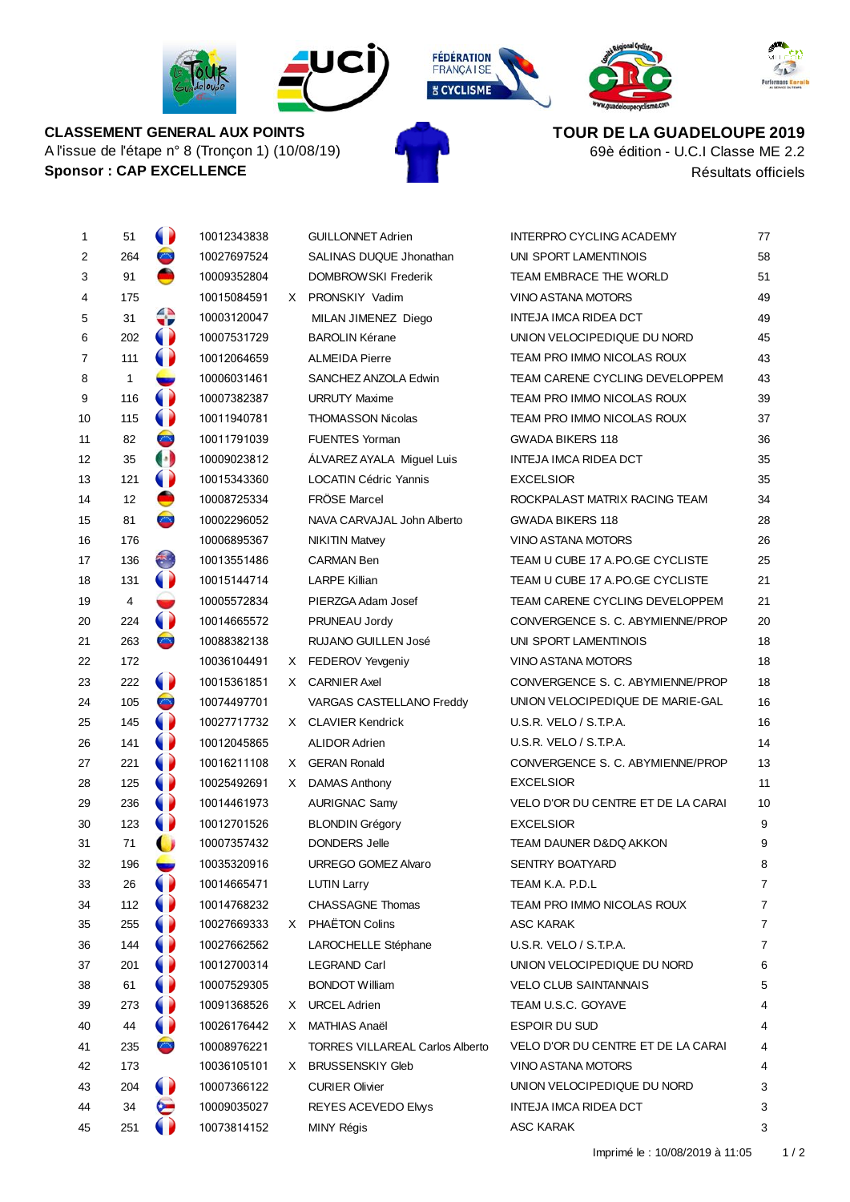**CLASSEMENT GENERAL AUX POINTS**
A l'issue de l'étape n° 8 (Tronçon 1) (10/08/19)
**Sponsor : CAP EXCELLENCE**

**TOUR DE LA GUADELOUPE 2019**
69è édition - U.C.I Classe ME 2.2
Résultats officiels

| | | | | | | |
|---|---|---|---|---|---|---|
| 1 | 51 | 10012343838 | | GUILLONNET Adrien | INTERPRO CYCLING ACADEMY | 77 |
| 2 | 264 | 10027697524 | | SALINAS DUQUE Jhonathan | UNI SPORT LAMENTINOIS | 58 |
| 3 | 91 | 10009352804 | | DOMBROWSKI Frederik | TEAM EMBRACE THE WORLD | 51 |
| 4 | 175 | 10015084591 | X | PRONSKIY Vadim | VINO ASTANA MOTORS | 49 |
| 5 | 31 | 10003120047 | | MILAN JIMENEZ Diego | INTEJA IMCA RIDEA DCT | 49 |
| 6 | 202 | 10007531729 | | BAROLIN Kérane | UNION VELOCIPEDIQUE DU NORD | 45 |
| 7 | 111 | 10012064659 | | ALMEIDA Pierre | TEAM PRO IMMO NICOLAS ROUX | 43 |
| 8 | 1 | 10006031461 | | SANCHEZ ANZOLA Edwin | TEAM CARENE CYCLING DEVELOPPEM | 43 |
| 9 | 116 | 10007382387 | | URRUTY Maxime | TEAM PRO IMMO NICOLAS ROUX | 39 |
| 10 | 115 | 10011940781 | | THOMASSON Nicolas | TEAM PRO IMMO NICOLAS ROUX | 37 |
| 11 | 82 | 10011791039 | | FUENTES Yorman | GWADA BIKERS 118 | 36 |
| 12 | 35 | 10009023812 | | ÁLVAREZ AYALA Miguel Luis | INTEJA IMCA RIDEA DCT | 35 |
| 13 | 121 | 10015343360 | | LOCATIN Cédric Yannis | EXCELSIOR | 35 |
| 14 | 12 | 10008725334 | | FRÖSE Marcel | ROCKPALAST MATRIX RACING TEAM | 34 |
| 15 | 81 | 10002296052 | | NAVA CARVAJAL John Alberto | GWADA BIKERS 118 | 28 |
| 16 | 176 | 10006895367 | | NIKITIN Matvey | VINO ASTANA MOTORS | 26 |
| 17 | 136 | 10013551486 | | CARMAN Ben | TEAM U CUBE 17 A.PO.GE CYCLISTE | 25 |
| 18 | 131 | 10015144714 | | LARPE Killian | TEAM U CUBE 17 A.PO.GE CYCLISTE | 21 |
| 19 | 4 | 10005572834 | | PIERZGA Adam Josef | TEAM CARENE CYCLING DEVELOPPEM | 21 |
| 20 | 224 | 10014665572 | | PRUNEAU Jordy | CONVERGENCE S. C. ABYMIENNE/PROP | 20 |
| 21 | 263 | 10088382138 | | RUJANO GUILLEN José | UNI SPORT LAMENTINOIS | 18 |
| 22 | 172 | 10036104491 | X | FEDEROV Yevgeniy | VINO ASTANA MOTORS | 18 |
| 23 | 222 | 10015361851 | X | CARNIER Axel | CONVERGENCE S. C. ABYMIENNE/PROP | 18 |
| 24 | 105 | 10074497701 | | VARGAS CASTELLANO Freddy | UNION VELOCIPEDIQUE DE MARIE-GAL | 16 |
| 25 | 145 | 10027717732 | X | CLAVIER Kendrick | U.S.R. VELO / S.T.P.A. | 16 |
| 26 | 141 | 10012045865 | | ALIDOR Adrien | U.S.R. VELO / S.T.P.A. | 14 |
| 27 | 221 | 10016211108 | X | GERAN Ronald | CONVERGENCE S. C. ABYMIENNE/PROP | 13 |
| 28 | 125 | 10025492691 | X | DAMAS Anthony | EXCELSIOR | 11 |
| 29 | 236 | 10014461973 | | AURIGNAC Samy | VELO D'OR DU CENTRE ET DE LA CARAI | 10 |
| 30 | 123 | 10012701526 | | BLONDIN Grégory | EXCELSIOR | 9 |
| 31 | 71 | 10007357432 | | DONDERS Jelle | TEAM DAUNER D&DQ AKKON | 9 |
| 32 | 196 | 10035320916 | | URREGO GOMEZ Alvaro | SENTRY BOATYARD | 8 |
| 33 | 26 | 10014665471 | | LUTIN Larry | TEAM K.A. P.D.L | 7 |
| 34 | 112 | 10014768232 | | CHASSAGNE Thomas | TEAM PRO IMMO NICOLAS ROUX | 7 |
| 35 | 255 | 10027669333 | X | PHAËTON Colins | ASC KARAK | 7 |
| 36 | 144 | 10027662562 | | LAROCHELLE Stéphane | U.S.R. VELO / S.T.P.A. | 7 |
| 37 | 201 | 10012700314 | | LEGRAND Carl | UNION VELOCIPEDIQUE DU NORD | 6 |
| 38 | 61 | 10007529305 | | BONDOT William | VELO CLUB SAINTANNAIS | 5 |
| 39 | 273 | 10091368526 | X | URCEL Adrien | TEAM U.S.C. GOYAVE | 4 |
| 40 | 44 | 10026176442 | X | MATHIAS Anaël | ESPOIR DU SUD | 4 |
| 41 | 235 | 10008976221 | | TORRES VILLAREAL Carlos Alberto | VELO D'OR DU CENTRE ET DE LA CARAI | 4 |
| 42 | 173 | 10036105101 | X | BRUSSENSKIY Gleb | VINO ASTANA MOTORS | 4 |
| 43 | 204 | 10007366122 | | CURIER Olivier | UNION VELOCIPEDIQUE DU NORD | 3 |
| 44 | 34 | 10009035027 | | REYES ACEVEDO Elvys | INTEJA IMCA RIDEA DCT | 3 |
| 45 | 251 | 10073814152 | | MINY Régis | ASC KARAK | 3 |

Imprimé le : 10/08/2019 à 11:05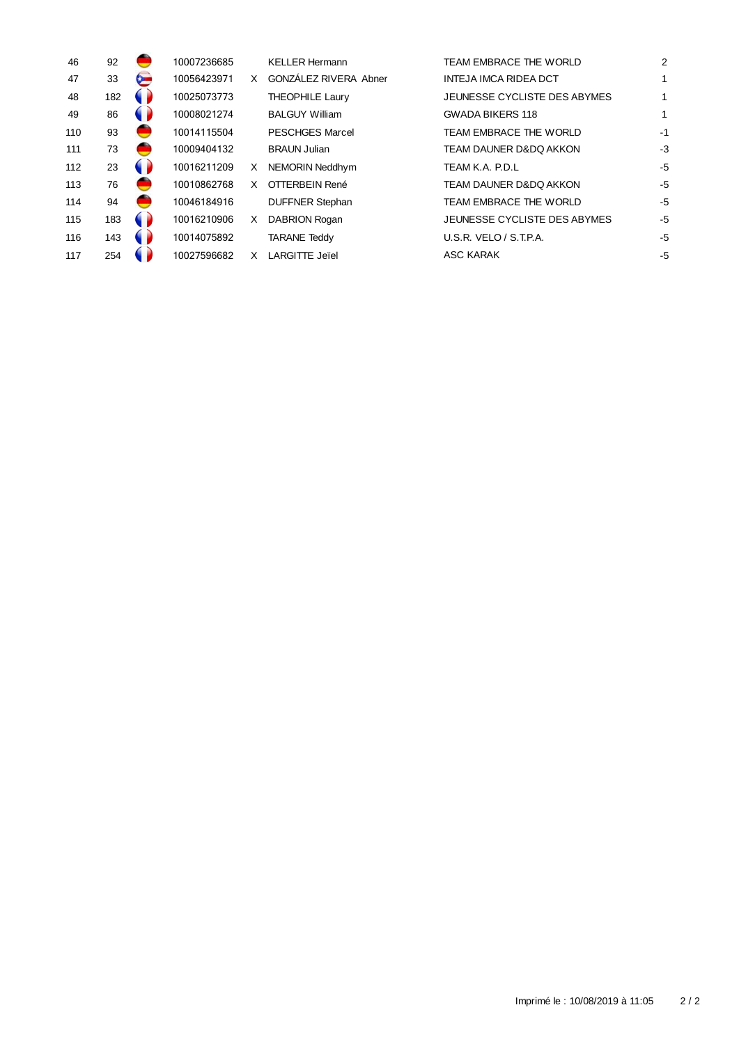| | | | | | | | |
|---|---|---|---|---|---|---|---|
| 46 | 92 | | 10007236685 | | KELLER Hermann | TEAM EMBRACE THE WORLD | 2 |
| 47 | 33 | | 10056423971 | X | GONZÁLEZ RIVERA Abner | INTEJA IMCA RIDEA DCT | 1 |
| 48 | 182 | | 10025073773 | | THEOPHILE Laury | JEUNESSE CYCLISTE DES ABYMES | 1 |
| 49 | 86 | | 10008021274 | | BALGUY William | GWADA BIKERS 118 | 1 |
| 110 | 93 | | 10014115504 | | PESCHGES Marcel | TEAM EMBRACE THE WORLD | -1 |
| 111 | 73 | | 10009404132 | | BRAUN Julian | TEAM DAUNER D&DQ AKKON | -3 |
| 112 | 23 | | 10016211209 | X | NEMORIN Neddhym | TEAM K.A. P.D.L | -5 |
| 113 | 76 | | 10010862768 | X | OTTERBEIN René | TEAM DAUNER D&DQ AKKON | -5 |
| 114 | 94 | | 10046184916 | | DUFFNER Stephan | TEAM EMBRACE THE WORLD | -5 |
| 115 | 183 | | 10016210906 | X | DABRION Rogan | JEUNESSE CYCLISTE DES ABYMES | -5 |
| 116 | 143 | | 10014075892 | | TARANE Teddy | U.S.R. VELO / S.T.P.A. | -5 |
| 117 | 254 | | 10027596682 | X | LARGITTE Jeïel | ASC KARAK | -5 |

Imprimé le : 10/08/2019 à 11:05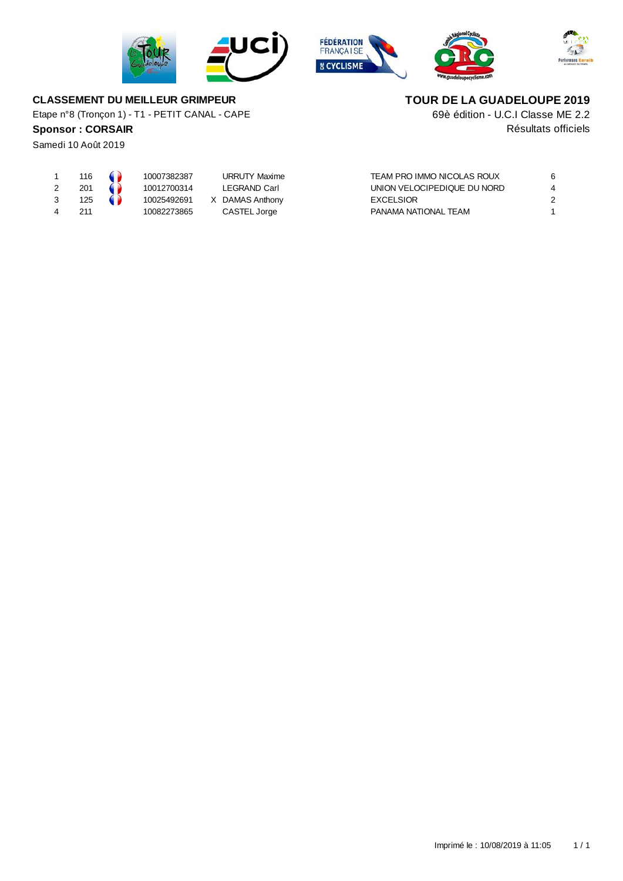**CLASSEMENT DU MEILLEUR GRIMPEUR**

Etape n°8 (Tronçon 1) - T1 - PETIT CANAL - CAPE

**Sponsor : CORSAIR**

Samedi 10 Août 2019

**TOUR DE LA GUADELOUPE 2019**

69è édition - U.C.I Classe ME 2.2

Résultats officiels

| | | | | | | |
|---|---|---|---|---|---|---|
| 1 | 116 | 10007382387 | | URRUTY Maxime | TEAM PRO IMMO NICOLAS ROUX | 6 |
| 2 | 201 | 10012700314 | | LEGRAND Carl | UNION VELOCIPEDIQUE DU NORD | 4 |
| 3 | 125 | 10025492691 | X | DAMAS Anthony | EXCELSIOR | 2 |
| 4 | 211 | 10082273865 | | CASTEL Jorge | PANAMA NATIONAL TEAM | 1 |

Imprimé le : 10/08/2019 à 11:05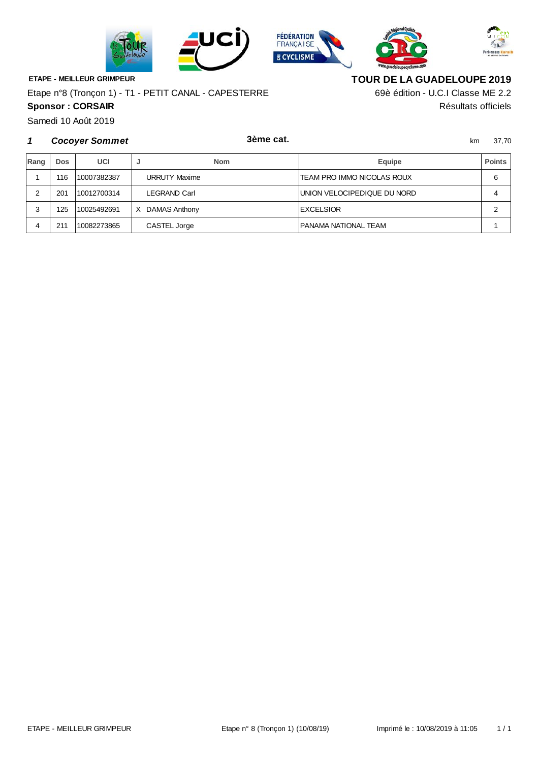**ETAPE - MEILLEUR GRIMPEUR**

Etape n°8 (Tronçon 1) - T1 - PETIT CANAL - CAPESTERRE

**Sponsor : CORSAIR**

Samedi 10 Août 2019

**TOUR DE LA GUADELOUPE 2019**

69è édition - U.C.I Classe ME 2.2

Résultats officiels

***1 Cocoyer Sommet*** **3ème cat.** km 37,70

| Rang | Dos | UCI | J | Nom | Equipe | Points |
|---|---|---|---|---|---|---|
| 1 | 116 | 10007382387 | | URRUTY Maxime | TEAM PRO IMMO NICOLAS ROUX | 6 |
| 2 | 201 | 10012700314 | | LEGRAND Carl | UNION VELOCIPEDIQUE DU NORD | 4 |
| 3 | 125 | 10025492691 | X | DAMAS Anthony | EXCELSIOR | 2 |
| 4 | 211 | 10082273865 | | CASTEL Jorge | PANAMA NATIONAL TEAM | 1 |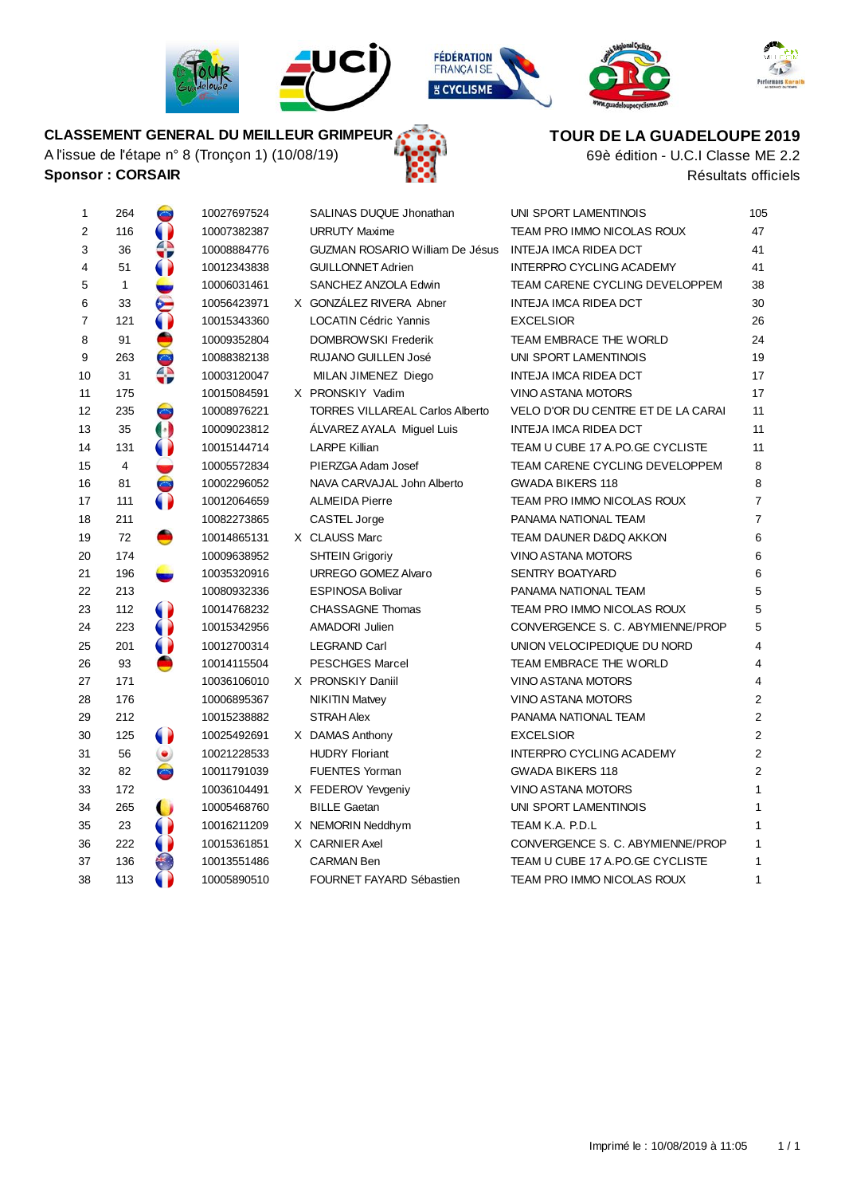**CLASSEMENT GENERAL DU MEILLEUR GRIMPEUR**

A l'issue de l'étape n° 8 (Tronçon 1) (10/08/19)

**Sponsor : CORSAIR**

**TOUR DE LA GUADELOUPE 2019**

69è édition - U.C.I Classe ME 2.2

Résultats officiels

| Rang | Dos. | UCI ID | | Nom | Équipe | Pts |
|---|---|---|---|---|---|---|
| 1 | 264 | 10027697524 | | SALINAS DUQUE Jhonathan | UNI SPORT LAMENTINOIS | 105 |
| 2 | 116 | 10007382387 | | URRUTY Maxime | TEAM PRO IMMO NICOLAS ROUX | 47 |
| 3 | 36 | 10008884776 | | GUZMAN ROSARIO William De Jésus | INTEJA IMCA RIDEA DCT | 41 |
| 4 | 51 | 10012343838 | | GUILLONNET Adrien | INTERPRO CYCLING ACADEMY | 41 |
| 5 | 1 | 10006031461 | | SANCHEZ ANZOLA Edwin | TEAM CARENE CYCLING DEVELOPPEM | 38 |
| 6 | 33 | 10056423971 | X | GONZÁLEZ RIVERA Abner | INTEJA IMCA RIDEA DCT | 30 |
| 7 | 121 | 10015343360 | | LOCATIN Cédric Yannis | EXCELSIOR | 26 |
| 8 | 91 | 10009352804 | | DOMBROWSKI Frederik | TEAM EMBRACE THE WORLD | 24 |
| 9 | 263 | 10088382138 | | RUJANO GUILLEN José | UNI SPORT LAMENTINOIS | 19 |
| 10 | 31 | 10003120047 | | MILAN JIMENEZ Diego | INTEJA IMCA RIDEA DCT | 17 |
| 11 | 175 | 10015084591 | X | PRONSKIY Vadim | VINO ASTANA MOTORS | 17 |
| 12 | 235 | 10008976221 | | TORRES VILLAREAL Carlos Alberto | VELO D'OR DU CENTRE ET DE LA CARAI | 11 |
| 13 | 35 | 10009023812 | | ÁLVAREZ AYALA Miguel Luis | INTEJA IMCA RIDEA DCT | 11 |
| 14 | 131 | 10015144714 | | LARPE Killian | TEAM U CUBE 17 A.PO.GE CYCLISTE | 11 |
| 15 | 4 | 10005572834 | | PIERZGA Adam Josef | TEAM CARENE CYCLING DEVELOPPEM | 8 |
| 16 | 81 | 10002296052 | | NAVA CARVAJAL John Alberto | GWADA BIKERS 118 | 8 |
| 17 | 111 | 10012064659 | | ALMEIDA Pierre | TEAM PRO IMMO NICOLAS ROUX | 7 |
| 18 | 211 | 10082273865 | | CASTEL Jorge | PANAMA NATIONAL TEAM | 7 |
| 19 | 72 | 10014865131 | X | CLAUSS Marc | TEAM DAUNER D&DQ AKKON | 6 |
| 20 | 174 | 10009638952 | | SHTEIN Grigoriy | VINO ASTANA MOTORS | 6 |
| 21 | 196 | 10035320916 | | URREGO GOMEZ Alvaro | SENTRY BOATYARD | 6 |
| 22 | 213 | 10080932336 | | ESPINOSA Bolivar | PANAMA NATIONAL TEAM | 5 |
| 23 | 112 | 10014768232 | | CHASSAGNE Thomas | TEAM PRO IMMO NICOLAS ROUX | 5 |
| 24 | 223 | 10015342956 | | AMADORI Julien | CONVERGENCE S. C. ABYMIENNE/PROP | 5 |
| 25 | 201 | 10012700314 | | LEGRAND Carl | UNION VELOCIPEDIQUE DU NORD | 4 |
| 26 | 93 | 10014115504 | | PESCHGES Marcel | TEAM EMBRACE THE WORLD | 4 |
| 27 | 171 | 10036106010 | X | PRONSKIY Daniil | VINO ASTANA MOTORS | 4 |
| 28 | 176 | 10006895367 | | NIKITIN Matvey | VINO ASTANA MOTORS | 2 |
| 29 | 212 | 10015238882 | | STRAH Alex | PANAMA NATIONAL TEAM | 2 |
| 30 | 125 | 10025492691 | X | DAMAS Anthony | EXCELSIOR | 2 |
| 31 | 56 | 10021228533 | | HUDRY Floriant | INTERPRO CYCLING ACADEMY | 2 |
| 32 | 82 | 10011791039 | | FUENTES Yorman | GWADA BIKERS 118 | 2 |
| 33 | 172 | 10036104491 | X | FEDEROV Yevgeniy | VINO ASTANA MOTORS | 1 |
| 34 | 265 | 10005468760 | | BILLE Gaetan | UNI SPORT LAMENTINOIS | 1 |
| 35 | 23 | 10016211209 | X | NEMORIN Neddhym | TEAM K.A. P.D.L | 1 |
| 36 | 222 | 10015361851 | X | CARNIER Axel | CONVERGENCE S. C. ABYMIENNE/PROP | 1 |
| 37 | 136 | 10013551486 | | CARMAN Ben | TEAM U CUBE 17 A.PO.GE CYCLISTE | 1 |
| 38 | 113 | 10005890510 | | FOURNET FAYARD Sébastien | TEAM PRO IMMO NICOLAS ROUX | 1 |

Imprimé le : 10/08/2019 à 11:05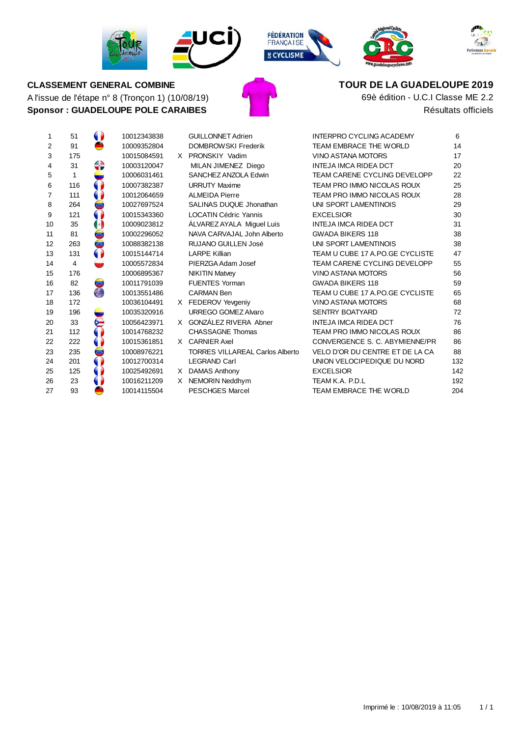**CLASSEMENT GENERAL COMBINE**

A l'issue de l'étape n° 8 (Tronçon 1) (10/08/19)

**Sponsor : GUADELOUPE POLE CARAIBES**

**TOUR DE LA GUADELOUPE 2019**

69è édition - U.C.I Classe ME 2.2

Résultats officiels

| | | | | | | |
|---|---|---|---|---|---|---|
| 1 | 51 | 10012343838 | | GUILLONNET Adrien | INTERPRO CYCLING ACADEMY | 6 |
| 2 | 91 | 10009352804 | | DOMBROWSKI Frederik | TEAM EMBRACE THE WORLD | 14 |
| 3 | 175 | 10015084591 | X | PRONSKIY Vadim | VINO ASTANA MOTORS | 17 |
| 4 | 31 | 10003120047 | | MILAN JIMENEZ Diego | INTEJA IMCA RIDEA DCT | 20 |
| 5 | 1 | 10006031461 | | SANCHEZ ANZOLA Edwin | TEAM CARENE CYCLING DEVELOPP | 22 |
| 6 | 116 | 10007382387 | | URRUTY Maxime | TEAM PRO IMMO NICOLAS ROUX | 25 |
| 7 | 111 | 10012064659 | | ALMEIDA Pierre | TEAM PRO IMMO NICOLAS ROUX | 28 |
| 8 | 264 | 10027697524 | | SALINAS DUQUE Jhonathan | UNI SPORT LAMENTINOIS | 29 |
| 9 | 121 | 10015343360 | | LOCATIN Cédric Yannis | EXCELSIOR | 30 |
| 10 | 35 | 10009023812 | | ÁLVAREZ AYALA Miguel Luis | INTEJA IMCA RIDEA DCT | 31 |
| 11 | 81 | 10002296052 | | NAVA CARVAJAL John Alberto | GWADA BIKERS 118 | 38 |
| 12 | 263 | 10088382138 | | RUJANO GUILLEN José | UNI SPORT LAMENTINOIS | 38 |
| 13 | 131 | 10015144714 | | LARPE Killian | TEAM U CUBE 17 A.PO.GE CYCLISTE | 47 |
| 14 | 4 | 10005572834 | | PIERZGA Adam Josef | TEAM CARENE CYCLING DEVELOPP | 55 |
| 15 | 176 | 10006895367 | | NIKITIN Matvey | VINO ASTANA MOTORS | 56 |
| 16 | 82 | 10011791039 | | FUENTES Yorman | GWADA BIKERS 118 | 59 |
| 17 | 136 | 10013551486 | | CARMAN Ben | TEAM U CUBE 17 A.PO.GE CYCLISTE | 65 |
| 18 | 172 | 10036104491 | X | FEDEROV Yevgeniy | VINO ASTANA MOTORS | 68 |
| 19 | 196 | 10035320916 | | URREGO GOMEZ Alvaro | SENTRY BOATYARD | 72 |
| 20 | 33 | 10056423971 | X | GONZÁLEZ RIVERA Abner | INTEJA IMCA RIDEA DCT | 76 |
| 21 | 112 | 10014768232 | | CHASSAGNE Thomas | TEAM PRO IMMO NICOLAS ROUX | 86 |
| 22 | 222 | 10015361851 | X | CARNIER Axel | CONVERGENCE S. C. ABYMIENNE/PR | 86 |
| 23 | 235 | 10008976221 | | TORRES VILLAREAL Carlos Alberto | VELO D'OR DU CENTRE ET DE LA CA | 88 |
| 24 | 201 | 10012700314 | | LEGRAND Carl | UNION VELOCIPEDIQUE DU NORD | 132 |
| 25 | 125 | 10025492691 | X | DAMAS Anthony | EXCELSIOR | 142 |
| 26 | 23 | 10016211209 | X | NEMORIN Neddhym | TEAM K.A. P.D.L | 192 |
| 27 | 93 | 10014115504 | | PESCHGES Marcel | TEAM EMBRACE THE WORLD | 204 |

Imprimé le : 10/08/2019 à 11:05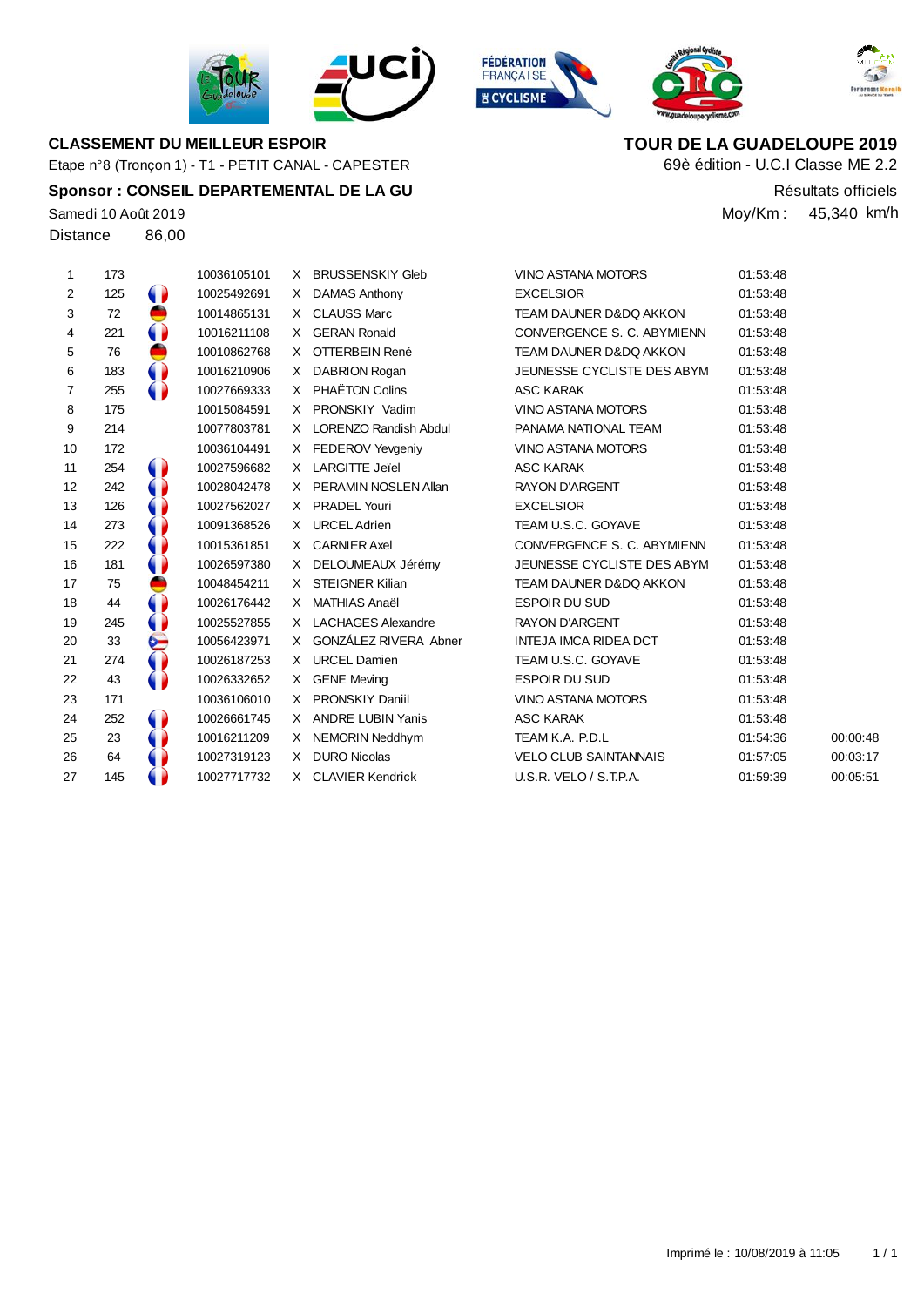**CLASSEMENT DU MEILLEUR ESPOIR**

Etape n°8 (Tronçon 1) - T1 - PETIT CANAL - CAPESTER

**Sponsor : CONSEIL DEPARTEMENTAL DE LA GU**

Samedi 10 Août 2019

Distance 86,00

**TOUR DE LA GUADELOUPE 2019**

69è édition - U.C.I Classe ME 2.2

Résultats officiels

Moy/Km : 45,340 km/h

| | | | | | | | | |
|---|---|---|---|---|---|---|---|---|
| 1 | 173 | | 10036105101 | X | BRUSSENSKIY Gleb | VINO ASTANA MOTORS | 01:53:48 | |
| 2 | 125 | | 10025492691 | X | DAMAS Anthony | EXCELSIOR | 01:53:48 | |
| 3 | 72 | | 10014865131 | X | CLAUSS Marc | TEAM DAUNER D&DQ AKKON | 01:53:48 | |
| 4 | 221 | | 10016211108 | X | GERAN Ronald | CONVERGENCE S. C. ABYMIENN | 01:53:48 | |
| 5 | 76 | | 10010862768 | X | OTTERBEIN René | TEAM DAUNER D&DQ AKKON | 01:53:48 | |
| 6 | 183 | | 10016210906 | X | DABRION Rogan | JEUNESSE CYCLISTE DES ABYM | 01:53:48 | |
| 7 | 255 | | 10027669333 | X | PHAËTON Colins | ASC KARAK | 01:53:48 | |
| 8 | 175 | | 10015084591 | X | PRONSKIY Vadim | VINO ASTANA MOTORS | 01:53:48 | |
| 9 | 214 | | 10077803781 | X | LORENZO Randish Abdul | PANAMA NATIONAL TEAM | 01:53:48 | |
| 10 | 172 | | 10036104491 | X | FEDEROV Yevgeniy | VINO ASTANA MOTORS | 01:53:48 | |
| 11 | 254 | | 10027596682 | X | LARGITTE Jeïel | ASC KARAK | 01:53:48 | |
| 12 | 242 | | 10028042478 | X | PERAMIN NOSLEN Allan | RAYON D'ARGENT | 01:53:48 | |
| 13 | 126 | | 10027562027 | X | PRADEL Youri | EXCELSIOR | 01:53:48 | |
| 14 | 273 | | 10091368526 | X | URCEL Adrien | TEAM U.S.C. GOYAVE | 01:53:48 | |
| 15 | 222 | | 10015361851 | X | CARNIER Axel | CONVERGENCE S. C. ABYMIENN | 01:53:48 | |
| 16 | 181 | | 10026597380 | X | DELOUMEAUX Jérémy | JEUNESSE CYCLISTE DES ABYM | 01:53:48 | |
| 17 | 75 | | 10048454211 | X | STEIGNER Kilian | TEAM DAUNER D&DQ AKKON | 01:53:48 | |
| 18 | 44 | | 10026176442 | X | MATHIAS Anaël | ESPOIR DU SUD | 01:53:48 | |
| 19 | 245 | | 10025527855 | X | LACHAGES Alexandre | RAYON D'ARGENT | 01:53:48 | |
| 20 | 33 | | 10056423971 | X | GONZÁLEZ RIVERA Abner | INTEJA IMCA RIDEA DCT | 01:53:48 | |
| 21 | 274 | | 10026187253 | X | URCEL Damien | TEAM U.S.C. GOYAVE | 01:53:48 | |
| 22 | 43 | | 10026332652 | X | GENE Meving | ESPOIR DU SUD | 01:53:48 | |
| 23 | 171 | | 10036106010 | X | PRONSKIY Daniil | VINO ASTANA MOTORS | 01:53:48 | |
| 24 | 252 | | 10026661745 | X | ANDRE LUBIN Yanis | ASC KARAK | 01:53:48 | |
| 25 | 23 | | 10016211209 | X | NEMORIN Neddhym | TEAM K.A. P.D.L | 01:54:36 | 00:00:48 |
| 26 | 64 | | 10027319123 | X | DURO Nicolas | VELO CLUB SAINTANNAIS | 01:57:05 | 00:03:17 |
| 27 | 145 | | 10027717732 | X | CLAVIER Kendrick | U.S.R. VELO / S.T.P.A. | 01:59:39 | 00:05:51 |

Imprimé le : 10/08/2019 à 11:05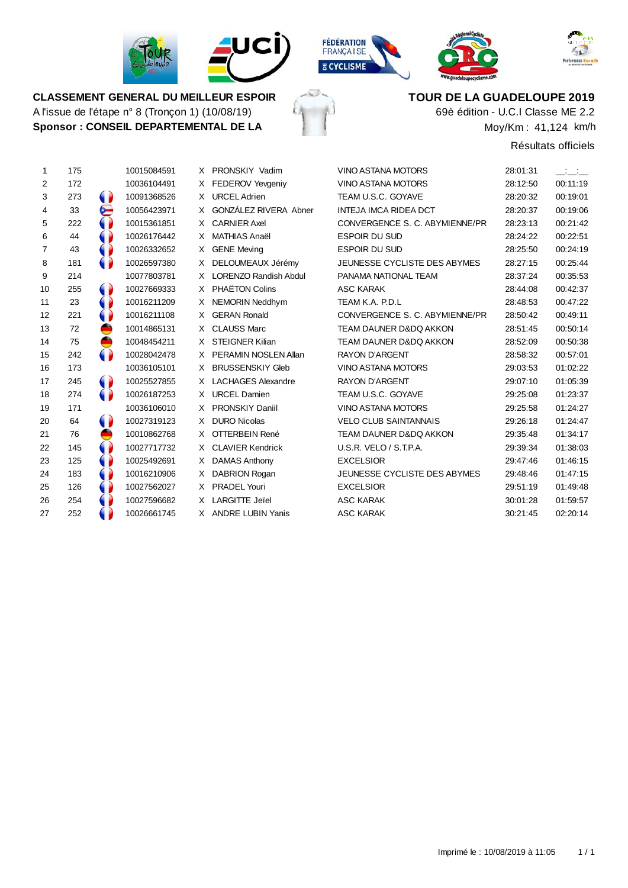**CLASSEMENT GENERAL DU MEILLEUR ESPOIR**
A l'issue de l'étape n° 8 (Tronçon 1) (10/08/19)
**Sponsor : CONSEIL DEPARTEMENTAL DE LA**

**TOUR DE LA GUADELOUPE 2019**
69è édition - U.C.I Classe ME 2.2
Moy/Km : 41,124 km/h

Résultats officiels

| | | | | | | | | |
|---|---|---|---|---|---|---|---|---|
| 1 | 175 | | 10015084591 | X | PRONSKIY Vadim | VINO ASTANA MOTORS | 28:01:31 | __:__:__ |
| 2 | 172 | | 10036104491 | X | FEDEROV Yevgeniy | VINO ASTANA MOTORS | 28:12:50 | 00:11:19 |
| 3 | 273 | | 10091368526 | X | URCEL Adrien | TEAM U.S.C. GOYAVE | 28:20:32 | 00:19:01 |
| 4 | 33 | | 10056423971 | X | GONZÁLEZ RIVERA Abner | INTEJA IMCA RIDEA DCT | 28:20:37 | 00:19:06 |
| 5 | 222 | | 10015361851 | X | CARNIER Axel | CONVERGENCE S. C. ABYMIENNE/PR | 28:23:13 | 00:21:42 |
| 6 | 44 | | 10026176442 | X | MATHIAS Anaël | ESPOIR DU SUD | 28:24:22 | 00:22:51 |
| 7 | 43 | | 10026332652 | X | GENE Meving | ESPOIR DU SUD | 28:25:50 | 00:24:19 |
| 8 | 181 | | 10026597380 | X | DELOUMEAUX Jérémy | JEUNESSE CYCLISTE DES ABYMES | 28:27:15 | 00:25:44 |
| 9 | 214 | | 10077803781 | X | LORENZO Randish Abdul | PANAMA NATIONAL TEAM | 28:37:24 | 00:35:53 |
| 10 | 255 | | 10027669333 | X | PHAËTON Colins | ASC KARAK | 28:44:08 | 00:42:37 |
| 11 | 23 | | 10016211209 | X | NEMORIN Neddhym | TEAM K.A. P.D.L | 28:48:53 | 00:47:22 |
| 12 | 221 | | 10016211108 | X | GERAN Ronald | CONVERGENCE S. C. ABYMIENNE/PR | 28:50:42 | 00:49:11 |
| 13 | 72 | | 10014865131 | X | CLAUSS Marc | TEAM DAUNER D&DQ AKKON | 28:51:45 | 00:50:14 |
| 14 | 75 | | 10048454211 | X | STEIGNER Kilian | TEAM DAUNER D&DQ AKKON | 28:52:09 | 00:50:38 |
| 15 | 242 | | 10028042478 | X | PERAMIN NOSLEN Allan | RAYON D'ARGENT | 28:58:32 | 00:57:01 |
| 16 | 173 | | 10036105101 | X | BRUSSENSKIY Gleb | VINO ASTANA MOTORS | 29:03:53 | 01:02:22 |
| 17 | 245 | | 10025527855 | X | LACHAGES Alexandre | RAYON D'ARGENT | 29:07:10 | 01:05:39 |
| 18 | 274 | | 10026187253 | X | URCEL Damien | TEAM U.S.C. GOYAVE | 29:25:08 | 01:23:37 |
| 19 | 171 | | 10036106010 | X | PRONSKIY Daniil | VINO ASTANA MOTORS | 29:25:58 | 01:24:27 |
| 20 | 64 | | 10027319123 | X | DURO Nicolas | VELO CLUB SAINTANNAIS | 29:26:18 | 01:24:47 |
| 21 | 76 | | 10010862768 | X | OTTERBEIN René | TEAM DAUNER D&DQ AKKON | 29:35:48 | 01:34:17 |
| 22 | 145 | | 10027717732 | X | CLAVIER Kendrick | U.S.R. VELO / S.T.P.A. | 29:39:34 | 01:38:03 |
| 23 | 125 | | 10025492691 | X | DAMAS Anthony | EXCELSIOR | 29:47:46 | 01:46:15 |
| 24 | 183 | | 10016210906 | X | DABRION Rogan | JEUNESSE CYCLISTE DES ABYMES | 29:48:46 | 01:47:15 |
| 25 | 126 | | 10027562027 | X | PRADEL Youri | EXCELSIOR | 29:51:19 | 01:49:48 |
| 26 | 254 | | 10027596682 | X | LARGITTE Jeïel | ASC KARAK | 30:01:28 | 01:59:57 |
| 27 | 252 | | 10026661745 | X | ANDRE LUBIN Yanis | ASC KARAK | 30:21:45 | 02:20:14 |

Imprimé le : 10/08/2019 à 11:05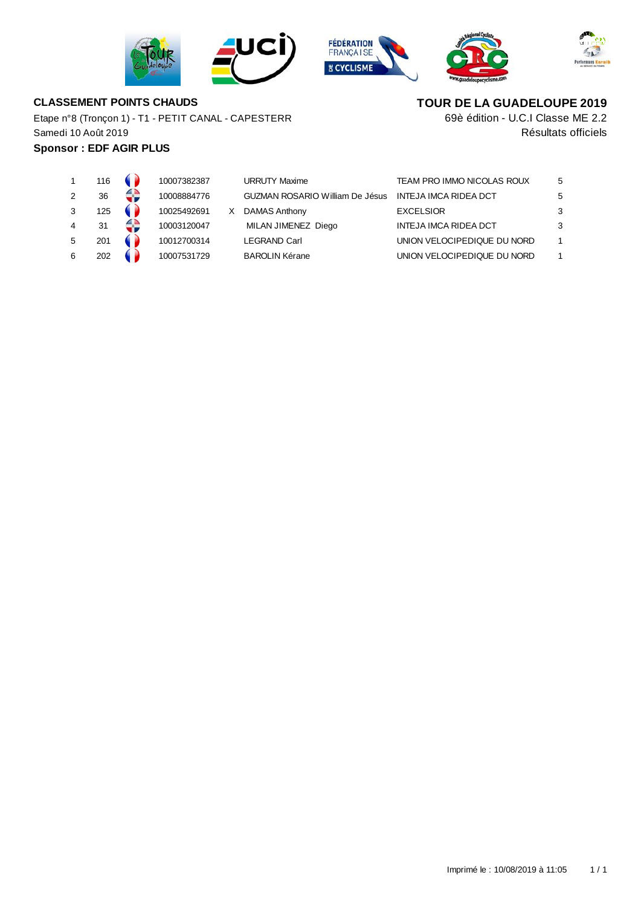**CLASSEMENT POINTS CHAUDS**

Etape n°8 (Tronçon 1) - T1 - PETIT CANAL - CAPESTERR

Samedi 10 Août 2019

**Sponsor : EDF AGIR PLUS**

**TOUR DE LA GUADELOUPE 2019**

69è édition - U.C.I Classe ME 2.2

Résultats officiels

| | | | | | | | |
|---|---|---|---|---|---|---|---|
| 1 | 116 | | 10007382387 | | URRUTY Maxime | TEAM PRO IMMO NICOLAS ROUX | 5 |
| 2 | 36 | | 10008884776 | | GUZMAN ROSARIO William De Jésus | INTEJA IMCA RIDEA DCT | 5 |
| 3 | 125 | | 10025492691 | X | DAMAS Anthony | EXCELSIOR | 3 |
| 4 | 31 | | 10003120047 | | MILAN JIMENEZ Diego | INTEJA IMCA RIDEA DCT | 3 |
| 5 | 201 | | 10012700314 | | LEGRAND Carl | UNION VELOCIPEDIQUE DU NORD | 1 |
| 6 | 202 | | 10007531729 | | BAROLIN Kérane | UNION VELOCIPEDIQUE DU NORD | 1 |

Imprimé le : 10/08/2019 à 11:05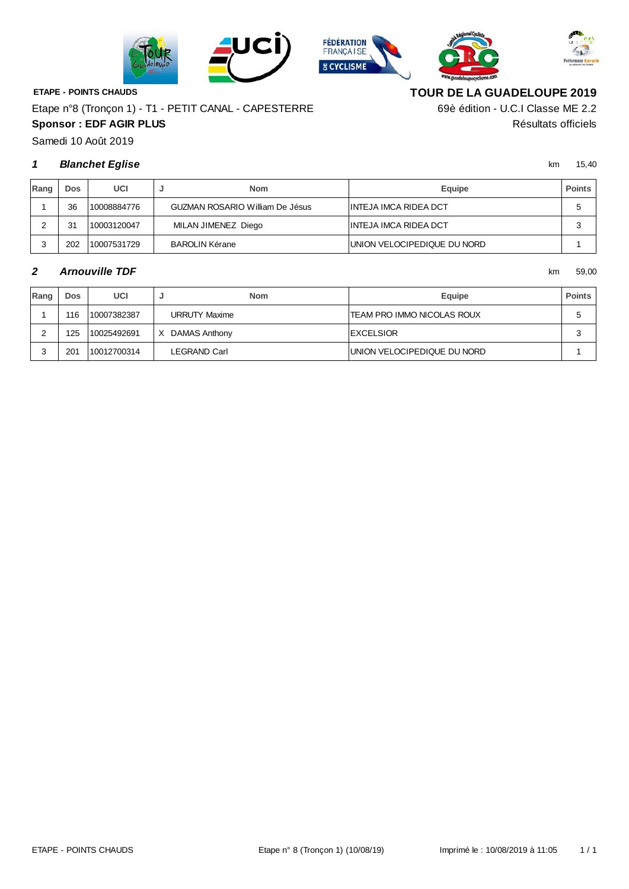**ETAPE - POINTS CHAUDS**

**TOUR DE LA GUADELOUPE 2019**

Etape n°8 (Tronçon 1) - T1 - PETIT CANAL - CAPESTERRE

69è édition - U.C.I Classe ME 2.2

**Sponsor : EDF AGIR PLUS**

Résultats officiels

Samedi 10 Août 2019

### *1 Blanchet Eglise*

km 15,40

| Rang | Dos | UCI | J | Nom | Equipe | Points |
|---|---|---|---|---|---|---|
| 1 | 36 | 10008884776 | | GUZMAN ROSARIO William De Jésus | INTEJA IMCA RIDEA DCT | 5 |
| 2 | 31 | 10003120047 | | MILAN JIMENEZ Diego | INTEJA IMCA RIDEA DCT | 3 |
| 3 | 202 | 10007531729 | | BAROLIN Kérane | UNION VELOCIPEDIQUE DU NORD | 1 |

### *2 Arnouville TDF*

km 59,00

| Rang | Dos | UCI | J | Nom | Equipe | Points |
|---|---|---|---|---|---|---|
| 1 | 116 | 10007382387 | | URRUTY Maxime | TEAM PRO IMMO NICOLAS ROUX | 5 |
| 2 | 125 | 10025492691 | X | DAMAS Anthony | EXCELSIOR | 3 |
| 3 | 201 | 10012700314 | | LEGRAND Carl | UNION VELOCIPEDIQUE DU NORD | 1 |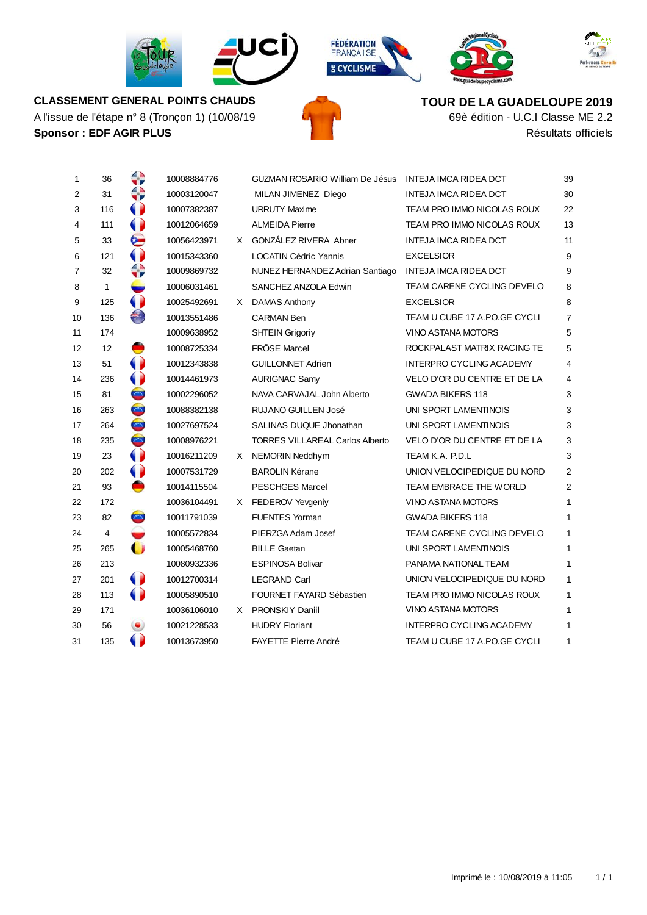**CLASSEMENT GENERAL POINTS CHAUDS**

A l'issue de l'étape n° 8 (Tronçon 1) (10/08/19

**Sponsor : EDF AGIR PLUS**

**TOUR DE LA GUADELOUPE 2019**

69è édition - U.C.I Classe ME 2.2

Résultats officiels

| | | | | | | |
|---|---|---|---|---|---|---|
| 1 | 36 | 10008884776 | | GUZMAN ROSARIO William De Jésus | INTEJA IMCA RIDEA DCT | 39 |
| 2 | 31 | 10003120047 | | MILAN JIMENEZ Diego | INTEJA IMCA RIDEA DCT | 30 |
| 3 | 116 | 10007382387 | | URRUTY Maxime | TEAM PRO IMMO NICOLAS ROUX | 22 |
| 4 | 111 | 10012064659 | | ALMEIDA Pierre | TEAM PRO IMMO NICOLAS ROUX | 13 |
| 5 | 33 | 10056423971 | X | GONZÁLEZ RIVERA Abner | INTEJA IMCA RIDEA DCT | 11 |
| 6 | 121 | 10015343360 | | LOCATIN Cédric Yannis | EXCELSIOR | 9 |
| 7 | 32 | 10009869732 | | NUNEZ HERNANDEZ Adrian Santiago | INTEJA IMCA RIDEA DCT | 9 |
| 8 | 1 | 10006031461 | | SANCHEZ ANZOLA Edwin | TEAM CARENE CYCLING DEVELO | 8 |
| 9 | 125 | 10025492691 | X | DAMAS Anthony | EXCELSIOR | 8 |
| 10 | 136 | 10013551486 | | CARMAN Ben | TEAM U CUBE 17 A.PO.GE CYCLI | 7 |
| 11 | 174 | 10009638952 | | SHTEIN Grigoriy | VINO ASTANA MOTORS | 5 |
| 12 | 12 | 10008725334 | | FRÖSE Marcel | ROCKPALAST MATRIX RACING TE | 5 |
| 13 | 51 | 10012343838 | | GUILLONNET Adrien | INTERPRO CYCLING ACADEMY | 4 |
| 14 | 236 | 10014461973 | | AURIGNAC Samy | VELO D'OR DU CENTRE ET DE LA | 4 |
| 15 | 81 | 10002296052 | | NAVA CARVAJAL John Alberto | GWADA BIKERS 118 | 3 |
| 16 | 263 | 10088382138 | | RUJANO GUILLEN José | UNI SPORT LAMENTINOIS | 3 |
| 17 | 264 | 10027697524 | | SALINAS DUQUE Jhonathan | UNI SPORT LAMENTINOIS | 3 |
| 18 | 235 | 10008976221 | | TORRES VILLAREAL Carlos Alberto | VELO D'OR DU CENTRE ET DE LA | 3 |
| 19 | 23 | 10016211209 | X | NEMORIN Neddhym | TEAM K.A. P.D.L | 3 |
| 20 | 202 | 10007531729 | | BAROLIN Kérane | UNION VELOCIPEDIQUE DU NORD | 2 |
| 21 | 93 | 10014115504 | | PESCHGES Marcel | TEAM EMBRACE THE WORLD | 2 |
| 22 | 172 | 10036104491 | X | FEDEROV Yevgeniy | VINO ASTANA MOTORS | 1 |
| 23 | 82 | 10011791039 | | FUENTES Yorman | GWADA BIKERS 118 | 1 |
| 24 | 4 | 10005572834 | | PIERZGA Adam Josef | TEAM CARENE CYCLING DEVELO | 1 |
| 25 | 265 | 10005468760 | | BILLE Gaetan | UNI SPORT LAMENTINOIS | 1 |
| 26 | 213 | 10080932336 | | ESPINOSA Bolivar | PANAMA NATIONAL TEAM | 1 |
| 27 | 201 | 10012700314 | | LEGRAND Carl | UNION VELOCIPEDIQUE DU NORD | 1 |
| 28 | 113 | 10005890510 | | FOURNET FAYARD Sébastien | TEAM PRO IMMO NICOLAS ROUX | 1 |
| 29 | 171 | 10036106010 | X | PRONSKIY Daniil | VINO ASTANA MOTORS | 1 |
| 30 | 56 | 10021228533 | | HUDRY Floriant | INTERPRO CYCLING ACADEMY | 1 |
| 31 | 135 | 10013673950 | | FAYETTE Pierre André | TEAM U CUBE 17 A.PO.GE CYCLI | 1 |

Imprimé le : 10/08/2019 à 11:05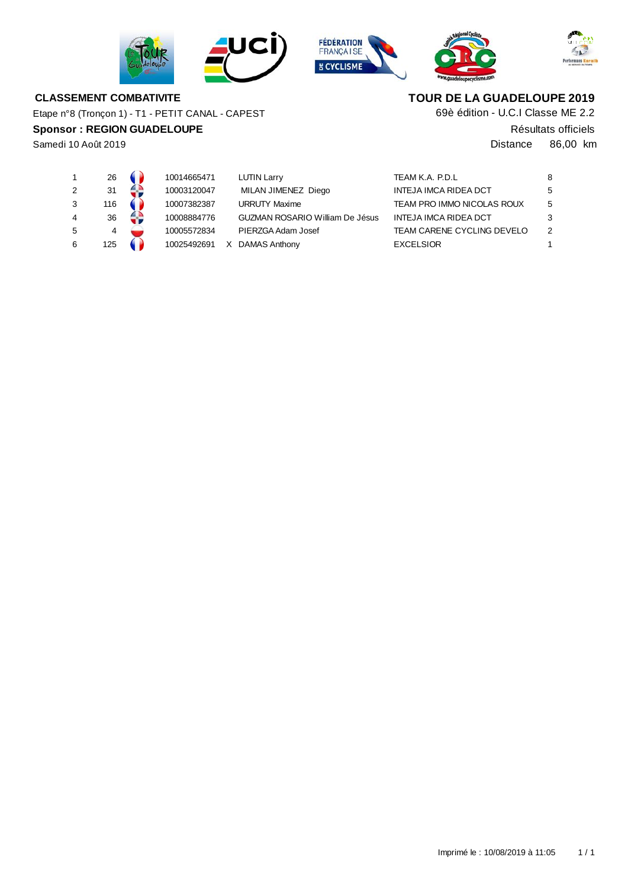**CLASSEMENT COMBATIVITE**

Etape n°8 (Tronçon 1) - T1 - PETIT CANAL - CAPEST

**Sponsor : REGION GUADELOUPE**

Samedi 10 Août 2019

**TOUR DE LA GUADELOUPE 2019**

69è édition - U.C.I Classe ME 2.2

Résultats officiels

Distance 86,00 km

| | | | | | | |
|---|---|---|---|---|---|---|
| 1 | 26 | 10014665471 | | LUTIN Larry | TEAM K.A. P.D.L | 8 |
| 2 | 31 | 10003120047 | | MILAN JIMENEZ Diego | INTEJA IMCA RIDEA DCT | 5 |
| 3 | 116 | 10007382387 | | URRUTY Maxime | TEAM PRO IMMO NICOLAS ROUX | 5 |
| 4 | 36 | 10008884776 | | GUZMAN ROSARIO William De Jésus | INTEJA IMCA RIDEA DCT | 3 |
| 5 | 4 | 10005572834 | | PIERZGA Adam Josef | TEAM CARENE CYCLING DEVELO | 2 |
| 6 | 125 | 10025492691 | X | DAMAS Anthony | EXCELSIOR | 1 |

Imprimé le : 10/08/2019 à 11:05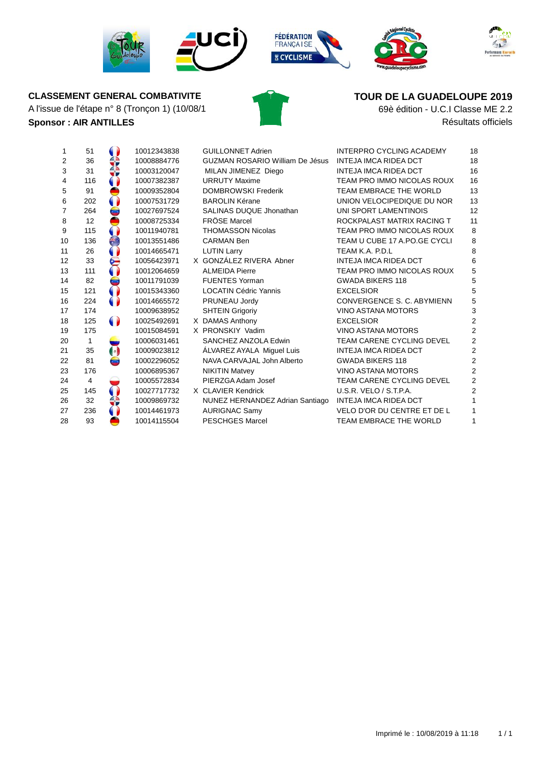**CLASSEMENT GENERAL COMBATIVITE**

A l'issue de l'étape n° 8 (Tronçon 1) (10/08/1

**Sponsor : AIR ANTILLES**

**TOUR DE LA GUADELOUPE 2019**

69è édition - U.C.I Classe ME 2.2

Résultats officiels

| | | | | | | | |
|---|---|---|---|---|---|---|---|
| 1 | 51 | | 10012343838 | | GUILLONNET Adrien | INTERPRO CYCLING ACADEMY | 18 |
| 2 | 36 | | 10008884776 | | GUZMAN ROSARIO William De Jésus | INTEJA IMCA RIDEA DCT | 18 |
| 3 | 31 | | 10003120047 | | MILAN JIMENEZ Diego | INTEJA IMCA RIDEA DCT | 16 |
| 4 | 116 | | 10007382387 | | URRUTY Maxime | TEAM PRO IMMO NICOLAS ROUX | 16 |
| 5 | 91 | | 10009352804 | | DOMBROWSKI Frederik | TEAM EMBRACE THE WORLD | 13 |
| 6 | 202 | | 10007531729 | | BAROLIN Kérane | UNION VELOCIPEDIQUE DU NOR | 13 |
| 7 | 264 | | 10027697524 | | SALINAS DUQUE Jhonathan | UNI SPORT LAMENTINOIS | 12 |
| 8 | 12 | | 10008725334 | | FRÖSE Marcel | ROCKPALAST MATRIX RACING T | 11 |
| 9 | 115 | | 10011940781 | | THOMASSON Nicolas | TEAM PRO IMMO NICOLAS ROUX | 8 |
| 10 | 136 | | 10013551486 | | CARMAN Ben | TEAM U CUBE 17 A.PO.GE CYCLI | 8 |
| 11 | 26 | | 10014665471 | | LUTIN Larry | TEAM K.A. P.D.L | 8 |
| 12 | 33 | | 10056423971 | X | GONZÁLEZ RIVERA Abner | INTEJA IMCA RIDEA DCT | 6 |
| 13 | 111 | | 10012064659 | | ALMEIDA Pierre | TEAM PRO IMMO NICOLAS ROUX | 5 |
| 14 | 82 | | 10011791039 | | FUENTES Yorman | GWADA BIKERS 118 | 5 |
| 15 | 121 | | 10015343360 | | LOCATIN Cédric Yannis | EXCELSIOR | 5 |
| 16 | 224 | | 10014665572 | | PRUNEAU Jordy | CONVERGENCE S. C. ABYMIENN | 5 |
| 17 | 174 | | 10009638952 | | SHTEIN Grigoriy | VINO ASTANA MOTORS | 3 |
| 18 | 125 | | 10025492691 | X | DAMAS Anthony | EXCELSIOR | 2 |
| 19 | 175 | | 10015084591 | X | PRONSKIY Vadim | VINO ASTANA MOTORS | 2 |
| 20 | 1 | | 10006031461 | | SANCHEZ ANZOLA Edwin | TEAM CARENE CYCLING DEVEL | 2 |
| 21 | 35 | | 10009023812 | | ÁLVAREZ AYALA Miguel Luis | INTEJA IMCA RIDEA DCT | 2 |
| 22 | 81 | | 10002296052 | | NAVA CARVAJAL John Alberto | GWADA BIKERS 118 | 2 |
| 23 | 176 | | 10006895367 | | NIKITIN Matvey | VINO ASTANA MOTORS | 2 |
| 24 | 4 | | 10005572834 | | PIERZGA Adam Josef | TEAM CARENE CYCLING DEVEL | 2 |
| 25 | 145 | | 10027717732 | X | CLAVIER Kendrick | U.S.R. VELO / S.T.P.A. | 2 |
| 26 | 32 | | 10009869732 | | NUNEZ HERNANDEZ Adrian Santiago | INTEJA IMCA RIDEA DCT | 1 |
| 27 | 236 | | 10014461973 | | AURIGNAC Samy | VELO D'OR DU CENTRE ET DE L | 1 |
| 28 | 93 | | 10014115504 | | PESCHGES Marcel | TEAM EMBRACE THE WORLD | 1 |

Imprimé le : 10/08/2019 à 11:18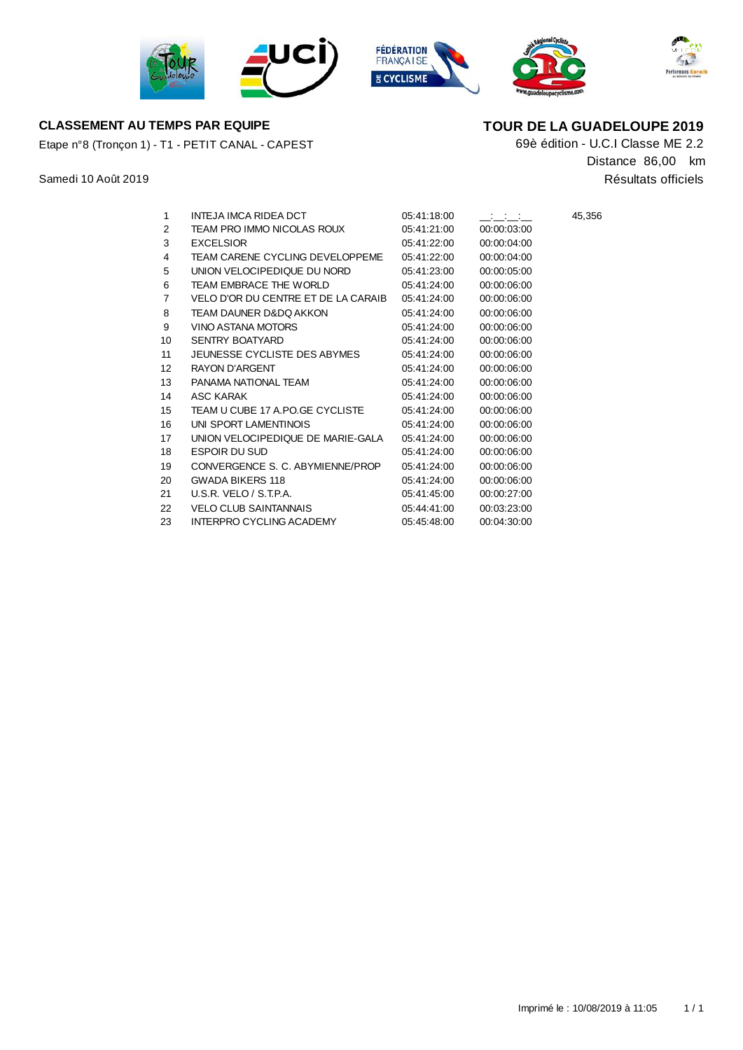**CLASSEMENT AU TEMPS PAR EQUIPE**

Etape n°8 (Tronçon 1) - T1 - PETIT CANAL - CAPEST

Samedi 10 Août 2019

**TOUR DE LA GUADELOUPE 2019**

69è édition - U.C.I Classe ME 2.2

Distance 86,00 km

Résultats officiels

| | | | | |
|---|---|---|---|---|
| 1 | INTEJA IMCA RIDEA DCT | 05:41:18:00 | __:__:__:__ | 45,356 |
| 2 | TEAM PRO IMMO NICOLAS ROUX | 05:41:21:00 | 00:00:03:00 | |
| 3 | EXCELSIOR | 05:41:22:00 | 00:00:04:00 | |
| 4 | TEAM CARENE CYCLING DEVELOPPEME | 05:41:22:00 | 00:00:04:00 | |
| 5 | UNION VELOCIPEDIQUE DU NORD | 05:41:23:00 | 00:00:05:00 | |
| 6 | TEAM EMBRACE THE WORLD | 05:41:24:00 | 00:00:06:00 | |
| 7 | VELO D'OR DU CENTRE ET DE LA CARAIB | 05:41:24:00 | 00:00:06:00 | |
| 8 | TEAM DAUNER D&DQ AKKON | 05:41:24:00 | 00:00:06:00 | |
| 9 | VINO ASTANA MOTORS | 05:41:24:00 | 00:00:06:00 | |
| 10 | SENTRY BOATYARD | 05:41:24:00 | 00:00:06:00 | |
| 11 | JEUNESSE CYCLISTE DES ABYMES | 05:41:24:00 | 00:00:06:00 | |
| 12 | RAYON D'ARGENT | 05:41:24:00 | 00:00:06:00 | |
| 13 | PANAMA NATIONAL TEAM | 05:41:24:00 | 00:00:06:00 | |
| 14 | ASC KARAK | 05:41:24:00 | 00:00:06:00 | |
| 15 | TEAM U CUBE 17 A.PO.GE CYCLISTE | 05:41:24:00 | 00:00:06:00 | |
| 16 | UNI SPORT LAMENTINOIS | 05:41:24:00 | 00:00:06:00 | |
| 17 | UNION VELOCIPEDIQUE DE MARIE-GALA | 05:41:24:00 | 00:00:06:00 | |
| 18 | ESPOIR DU SUD | 05:41:24:00 | 00:00:06:00 | |
| 19 | CONVERGENCE S. C. ABYMIENNE/PROP | 05:41:24:00 | 00:00:06:00 | |
| 20 | GWADA BIKERS 118 | 05:41:24:00 | 00:00:06:00 | |
| 21 | U.S.R. VELO / S.T.P.A. | 05:41:45:00 | 00:00:27:00 | |
| 22 | VELO CLUB SAINTANNAIS | 05:44:41:00 | 00:03:23:00 | |
| 23 | INTERPRO CYCLING ACADEMY | 05:45:48:00 | 00:04:30:00 | |

Imprimé le : 10/08/2019 à 11:05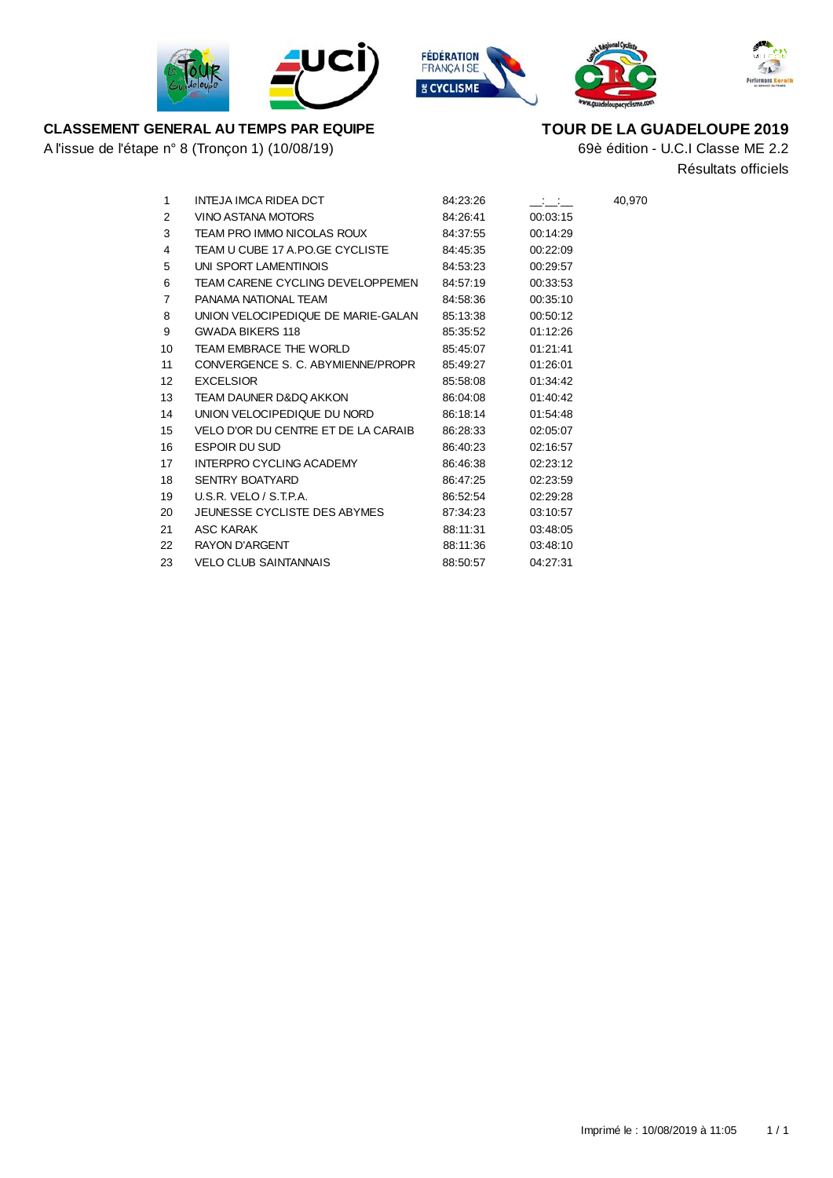**CLASSEMENT GENERAL AU TEMPS PAR EQUIPE**

A l'issue de l'étape n° 8 (Tronçon 1) (10/08/19)

**TOUR DE LA GUADELOUPE 2019**

69è édition - U.C.I Classe ME 2.2

Résultats officiels

| | | | | |
|---|---|---|---|---|
| 1 | INTEJA IMCA RIDEA DCT | 84:23:26 | __:__:__ | 40,970 |
| 2 | VINO ASTANA MOTORS | 84:26:41 | 00:03:15 | |
| 3 | TEAM PRO IMMO NICOLAS ROUX | 84:37:55 | 00:14:29 | |
| 4 | TEAM U CUBE 17 A.PO.GE CYCLISTE | 84:45:35 | 00:22:09 | |
| 5 | UNI SPORT LAMENTINOIS | 84:53:23 | 00:29:57 | |
| 6 | TEAM CARENE CYCLING DEVELOPPEMEN | 84:57:19 | 00:33:53 | |
| 7 | PANAMA NATIONAL TEAM | 84:58:36 | 00:35:10 | |
| 8 | UNION VELOCIPEDIQUE DE MARIE-GALAN | 85:13:38 | 00:50:12 | |
| 9 | GWADA BIKERS 118 | 85:35:52 | 01:12:26 | |
| 10 | TEAM EMBRACE THE WORLD | 85:45:07 | 01:21:41 | |
| 11 | CONVERGENCE S. C. ABYMIENNE/PROPR | 85:49:27 | 01:26:01 | |
| 12 | EXCELSIOR | 85:58:08 | 01:34:42 | |
| 13 | TEAM DAUNER D&DQ AKKON | 86:04:08 | 01:40:42 | |
| 14 | UNION VELOCIPEDIQUE DU NORD | 86:18:14 | 01:54:48 | |
| 15 | VELO D'OR DU CENTRE ET DE LA CARAIB | 86:28:33 | 02:05:07 | |
| 16 | ESPOIR DU SUD | 86:40:23 | 02:16:57 | |
| 17 | INTERPRO CYCLING ACADEMY | 86:46:38 | 02:23:12 | |
| 18 | SENTRY BOATYARD | 86:47:25 | 02:23:59 | |
| 19 | U.S.R. VELO / S.T.P.A. | 86:52:54 | 02:29:28 | |
| 20 | JEUNESSE CYCLISTE DES ABYMES | 87:34:23 | 03:10:57 | |
| 21 | ASC KARAK | 88:11:31 | 03:48:05 | |
| 22 | RAYON D'ARGENT | 88:11:36 | 03:48:10 | |
| 23 | VELO CLUB SAINTANNAIS | 88:50:57 | 04:27:31 | |

Imprimé le : 10/08/2019 à 11:05